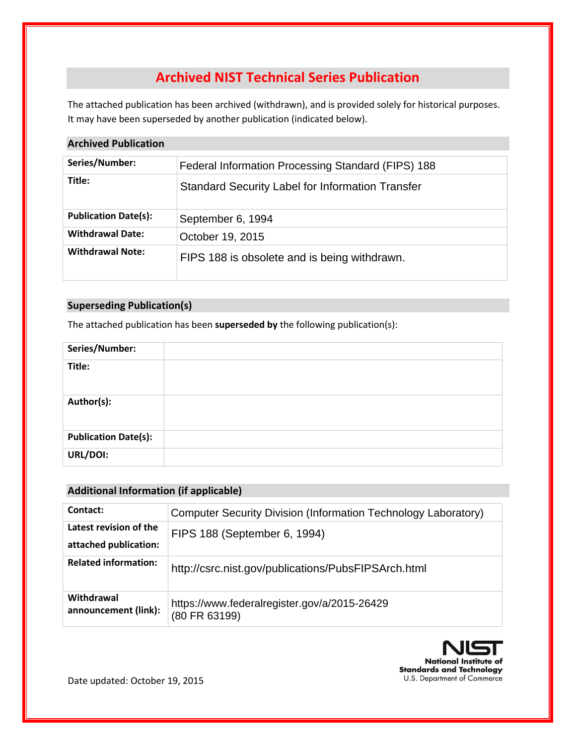# Archived NIST Technical Series Publication

The attached publication has been archived (withdrawn), and is provided solely for historical purposes. It may have been superseded by another publication (indicated below).

## Archived Publication

| | |
|---|---|
| **Series/Number:** | Federal Information Processing Standard (FIPS) 188 |
| **Title:** | Standard Security Label for Information Transfer |
| **Publication Date(s):** | September 6, 1994 |
| **Withdrawal Date:** | October 19, 2015 |
| **Withdrawal Note:** | FIPS 188 is obsolete and is being withdrawn. |

## Superseding Publication(s)

The attached publication has been **superseded by** the following publication(s):

| | |
|---|---|
| **Series/Number:** | |
| **Title:** | |
| **Author(s):** | |
| **Publication Date(s):** | |
| **URL/DOI:** | |

## Additional Information (if applicable)

| | |
|---|---|
| **Contact:** | Computer Security Division (Information Technology Laboratory) |
| **Latest revision of the attached publication:** | FIPS 188 (September 6, 1994) |
| **Related information:** | http://csrc.nist.gov/publications/PubsFIPSArch.html |
| **Withdrawal announcement (link):** | https://www.federalregister.gov/a/2015-26429 (80 FR 63199) |

Date updated: October 19, 2015

NIST National Institute of Standards and Technology U.S. Department of Commerce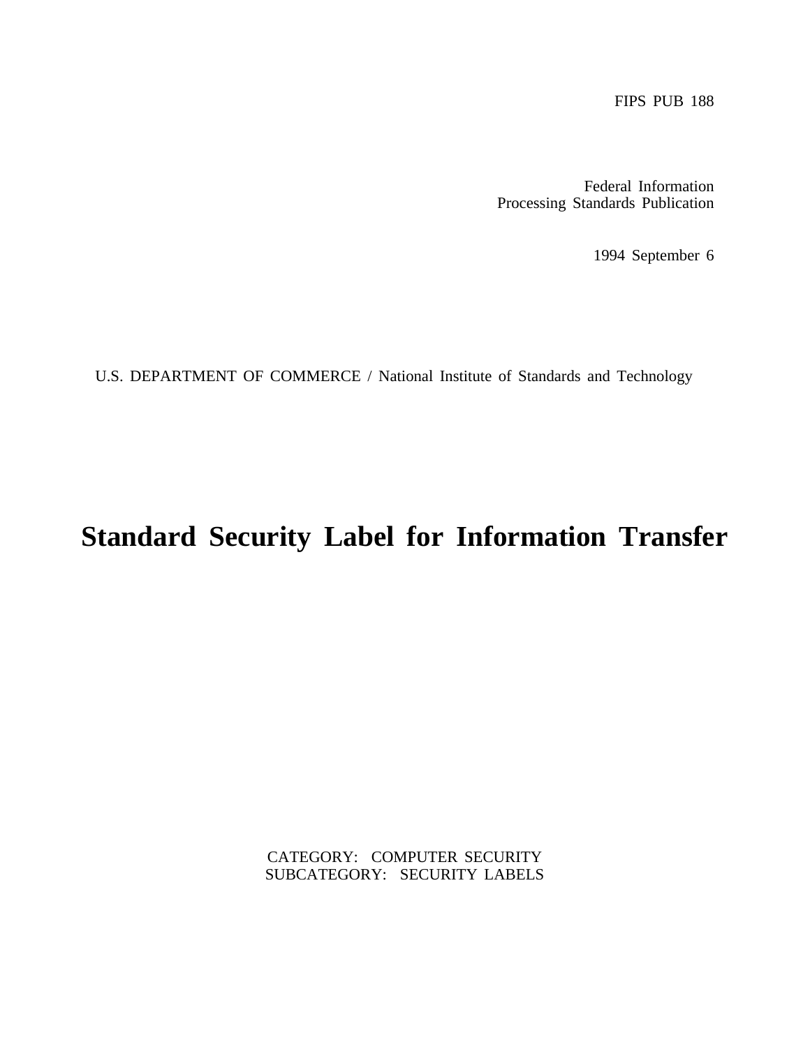FIPS PUB 188

Federal Information
Processing Standards Publication

1994 September 6

U.S. DEPARTMENT OF COMMERCE / National Institute of Standards and Technology

# Standard Security Label for Information Transfer

CATEGORY: COMPUTER SECURITY
SUBCATEGORY: SECURITY LABELS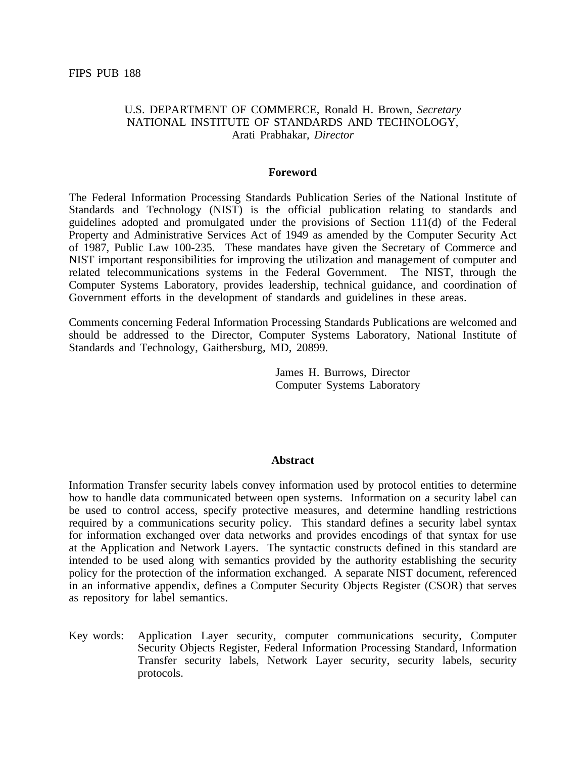FIPS PUB 188

U.S. DEPARTMENT OF COMMERCE, Ronald H. Brown, *Secretary*
NATIONAL INSTITUTE OF STANDARDS AND TECHNOLOGY,
Arati Prabhakar, *Director*

## Foreword

The Federal Information Processing Standards Publication Series of the National Institute of Standards and Technology (NIST) is the official publication relating to standards and guidelines adopted and promulgated under the provisions of Section 111(d) of the Federal Property and Administrative Services Act of 1949 as amended by the Computer Security Act of 1987, Public Law 100-235. These mandates have given the Secretary of Commerce and NIST important responsibilities for improving the utilization and management of computer and related telecommunications systems in the Federal Government. The NIST, through the Computer Systems Laboratory, provides leadership, technical guidance, and coordination of Government efforts in the development of standards and guidelines in these areas.

Comments concerning Federal Information Processing Standards Publications are welcomed and should be addressed to the Director, Computer Systems Laboratory, National Institute of Standards and Technology, Gaithersburg, MD, 20899.

James H. Burrows, Director
Computer Systems Laboratory

## Abstract

Information Transfer security labels convey information used by protocol entities to determine how to handle data communicated between open systems. Information on a security label can be used to control access, specify protective measures, and determine handling restrictions required by a communications security policy. This standard defines a security label syntax for information exchanged over data networks and provides encodings of that syntax for use at the Application and Network Layers. The syntactic constructs defined in this standard are intended to be used along with semantics provided by the authority establishing the security policy for the protection of the information exchanged. A separate NIST document, referenced in an informative appendix, defines a Computer Security Objects Register (CSOR) that serves as repository for label semantics.

Key words: Application Layer security, computer communications security, Computer Security Objects Register, Federal Information Processing Standard, Information Transfer security labels, Network Layer security, security labels, security protocols.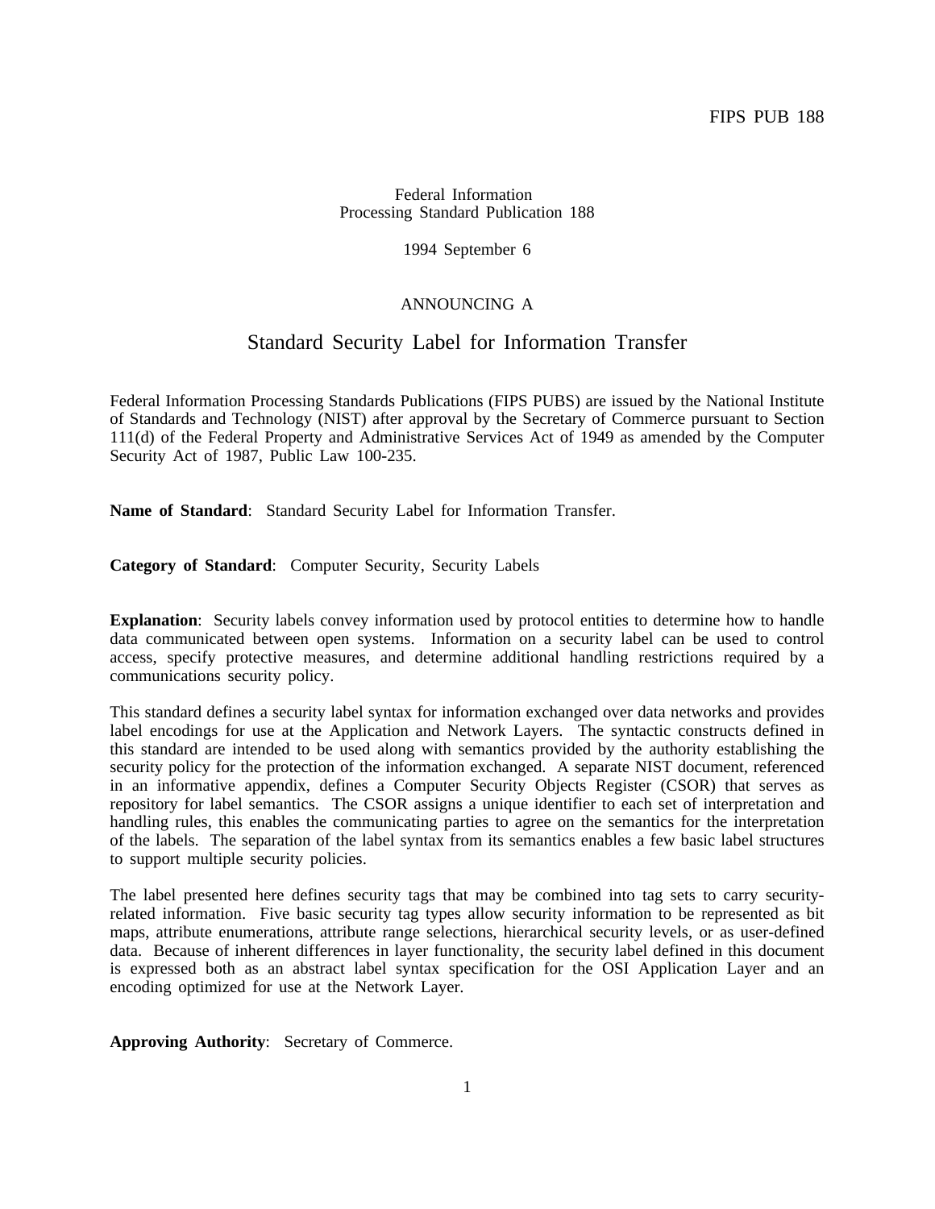FIPS PUB 188

Federal Information
Processing Standard Publication 188

1994 September 6

ANNOUNCING A

# Standard Security Label for Information Transfer

Federal Information Processing Standards Publications (FIPS PUBS) are issued by the National Institute of Standards and Technology (NIST) after approval by the Secretary of Commerce pursuant to Section 111(d) of the Federal Property and Administrative Services Act of 1949 as amended by the Computer Security Act of 1987, Public Law 100-235.

**Name of Standard**: Standard Security Label for Information Transfer.

**Category of Standard**: Computer Security, Security Labels

**Explanation**: Security labels convey information used by protocol entities to determine how to handle data communicated between open systems. Information on a security label can be used to control access, specify protective measures, and determine additional handling restrictions required by a communications security policy.

This standard defines a security label syntax for information exchanged over data networks and provides label encodings for use at the Application and Network Layers. The syntactic constructs defined in this standard are intended to be used along with semantics provided by the authority establishing the security policy for the protection of the information exchanged. A separate NIST document, referenced in an informative appendix, defines a Computer Security Objects Register (CSOR) that serves as repository for label semantics. The CSOR assigns a unique identifier to each set of interpretation and handling rules, this enables the communicating parties to agree on the semantics for the interpretation of the labels. The separation of the label syntax from its semantics enables a few basic label structures to support multiple security policies.

The label presented here defines security tags that may be combined into tag sets to carry security-related information. Five basic security tag types allow security information to be represented as bit maps, attribute enumerations, attribute range selections, hierarchical security levels, or as user-defined data. Because of inherent differences in layer functionality, the security label defined in this document is expressed both as an abstract label syntax specification for the OSI Application Layer and an encoding optimized for use at the Network Layer.

**Approving Authority**: Secretary of Commerce.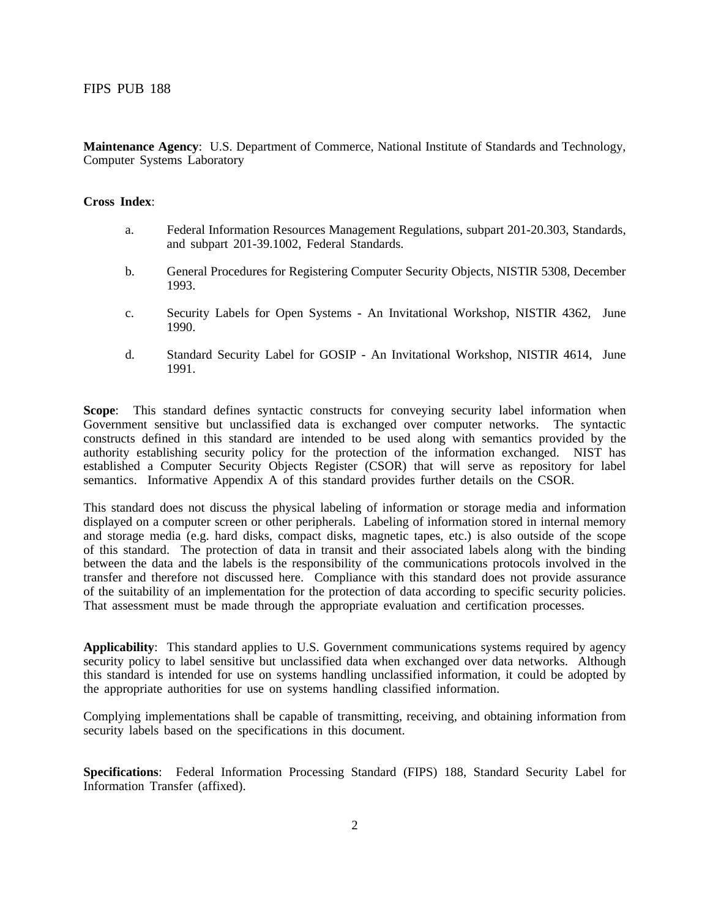**Maintenance Agency**: U.S. Department of Commerce, National Institute of Standards and Technology, Computer Systems Laboratory

**Cross Index**:

a. Federal Information Resources Management Regulations, subpart 201-20.303, Standards, and subpart 201-39.1002, Federal Standards.

b. General Procedures for Registering Computer Security Objects, NISTIR 5308, December 1993.

c. Security Labels for Open Systems - An Invitational Workshop, NISTIR 4362, June 1990.

d. Standard Security Label for GOSIP - An Invitational Workshop, NISTIR 4614, June 1991.

**Scope**: This standard defines syntactic constructs for conveying security label information when Government sensitive but unclassified data is exchanged over computer networks. The syntactic constructs defined in this standard are intended to be used along with semantics provided by the authority establishing security policy for the protection of the information exchanged. NIST has established a Computer Security Objects Register (CSOR) that will serve as repository for label semantics. Informative Appendix A of this standard provides further details on the CSOR.

This standard does not discuss the physical labeling of information or storage media and information displayed on a computer screen or other peripherals. Labeling of information stored in internal memory and storage media (e.g. hard disks, compact disks, magnetic tapes, etc.) is also outside of the scope of this standard. The protection of data in transit and their associated labels along with the binding between the data and the labels is the responsibility of the communications protocols involved in the transfer and therefore not discussed here. Compliance with this standard does not provide assurance of the suitability of an implementation for the protection of data according to specific security policies. That assessment must be made through the appropriate evaluation and certification processes.

**Applicability**: This standard applies to U.S. Government communications systems required by agency security policy to label sensitive but unclassified data when exchanged over data networks. Although this standard is intended for use on systems handling unclassified information, it could be adopted by the appropriate authorities for use on systems handling classified information.

Complying implementations shall be capable of transmitting, receiving, and obtaining information from security labels based on the specifications in this document.

**Specifications**: Federal Information Processing Standard (FIPS) 188, Standard Security Label for Information Transfer (affixed).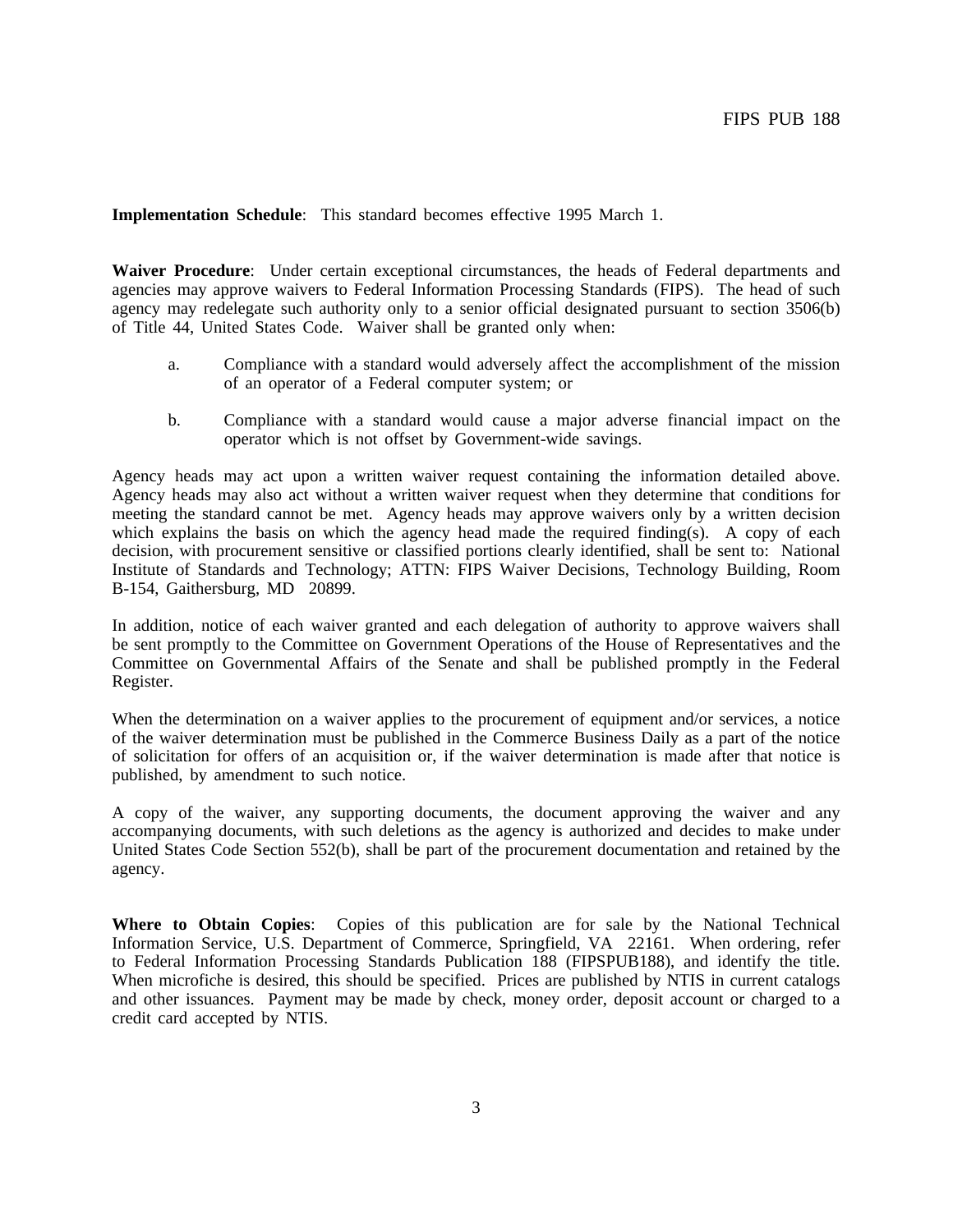**Implementation Schedule**: This standard becomes effective 1995 March 1.

**Waiver Procedure**: Under certain exceptional circumstances, the heads of Federal departments and agencies may approve waivers to Federal Information Processing Standards (FIPS). The head of such agency may redelegate such authority only to a senior official designated pursuant to section 3506(b) of Title 44, United States Code. Waiver shall be granted only when:

a. Compliance with a standard would adversely affect the accomplishment of the mission of an operator of a Federal computer system; or

b. Compliance with a standard would cause a major adverse financial impact on the operator which is not offset by Government-wide savings.

Agency heads may act upon a written waiver request containing the information detailed above. Agency heads may also act without a written waiver request when they determine that conditions for meeting the standard cannot be met. Agency heads may approve waivers only by a written decision which explains the basis on which the agency head made the required finding(s). A copy of each decision, with procurement sensitive or classified portions clearly identified, shall be sent to: National Institute of Standards and Technology; ATTN: FIPS Waiver Decisions, Technology Building, Room B-154, Gaithersburg, MD 20899.

In addition, notice of each waiver granted and each delegation of authority to approve waivers shall be sent promptly to the Committee on Government Operations of the House of Representatives and the Committee on Governmental Affairs of the Senate and shall be published promptly in the Federal Register.

When the determination on a waiver applies to the procurement of equipment and/or services, a notice of the waiver determination must be published in the Commerce Business Daily as a part of the notice of solicitation for offers of an acquisition or, if the waiver determination is made after that notice is published, by amendment to such notice.

A copy of the waiver, any supporting documents, the document approving the waiver and any accompanying documents, with such deletions as the agency is authorized and decides to make under United States Code Section 552(b), shall be part of the procurement documentation and retained by the agency.

**Where to Obtain Copies**: Copies of this publication are for sale by the National Technical Information Service, U.S. Department of Commerce, Springfield, VA 22161. When ordering, refer to Federal Information Processing Standards Publication 188 (FIPSPUB188), and identify the title. When microfiche is desired, this should be specified. Prices are published by NTIS in current catalogs and other issuances. Payment may be made by check, money order, deposit account or charged to a credit card accepted by NTIS.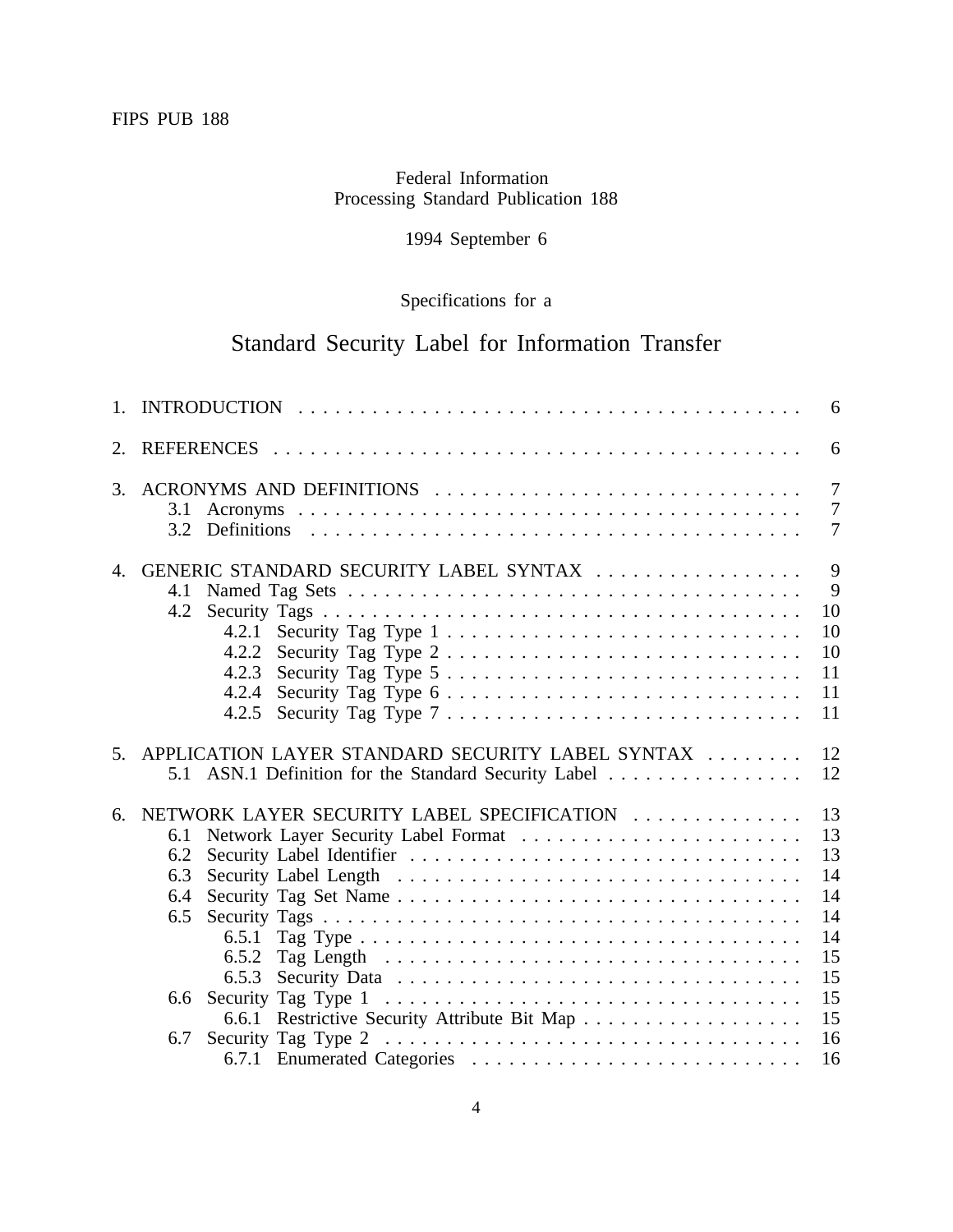Federal Information
Processing Standard Publication 188

1994 September 6

Specifications for a

# Standard Security Label for Information Transfer

1. INTRODUCTION . . . . . . . . . . 6
2. REFERENCES . . . . . . . . . . 6
3. ACRONYMS AND DEFINITIONS . . . . . . . . . . 7
   - 3.1 Acronyms . . . . . . . . . . 7
   - 3.2 Definitions . . . . . . . . . . 7
4. GENERIC STANDARD SECURITY LABEL SYNTAX . . . . . . . . . . 9
   - 4.1 Named Tag Sets . . . . . . . . . . 9
   - 4.2 Security Tags . . . . . . . . . . 10
     - 4.2.1 Security Tag Type 1 . . . . . . . . . . 10
     - 4.2.2 Security Tag Type 2 . . . . . . . . . . 10
     - 4.2.3 Security Tag Type 5 . . . . . . . . . . 11
     - 4.2.4 Security Tag Type 6 . . . . . . . . . . 11
     - 4.2.5 Security Tag Type 7 . . . . . . . . . . 11
5. APPLICATION LAYER STANDARD SECURITY LABEL SYNTAX . . . . . . . . . . 12
   - 5.1 ASN.1 Definition for the Standard Security Label . . . . . . . . . . 12
6. NETWORK LAYER SECURITY LABEL SPECIFICATION . . . . . . . . . . 13
   - 6.1 Network Layer Security Label Format . . . . . . . . . . 13
   - 6.2 Security Label Identifier . . . . . . . . . . 13
   - 6.3 Security Label Length . . . . . . . . . . 14
   - 6.4 Security Tag Set Name . . . . . . . . . . 14
   - 6.5 Security Tags . . . . . . . . . . 14
     - 6.5.1 Tag Type . . . . . . . . . . 14
     - 6.5.2 Tag Length . . . . . . . . . . 15
     - 6.5.3 Security Data . . . . . . . . . . 15
   - 6.6 Security Tag Type 1 . . . . . . . . . . 15
     - 6.6.1 Restrictive Security Attribute Bit Map . . . . . . . . . . 15
   - 6.7 Security Tag Type 2 . . . . . . . . . . 16
     - 6.7.1 Enumerated Categories . . . . . . . . . . 16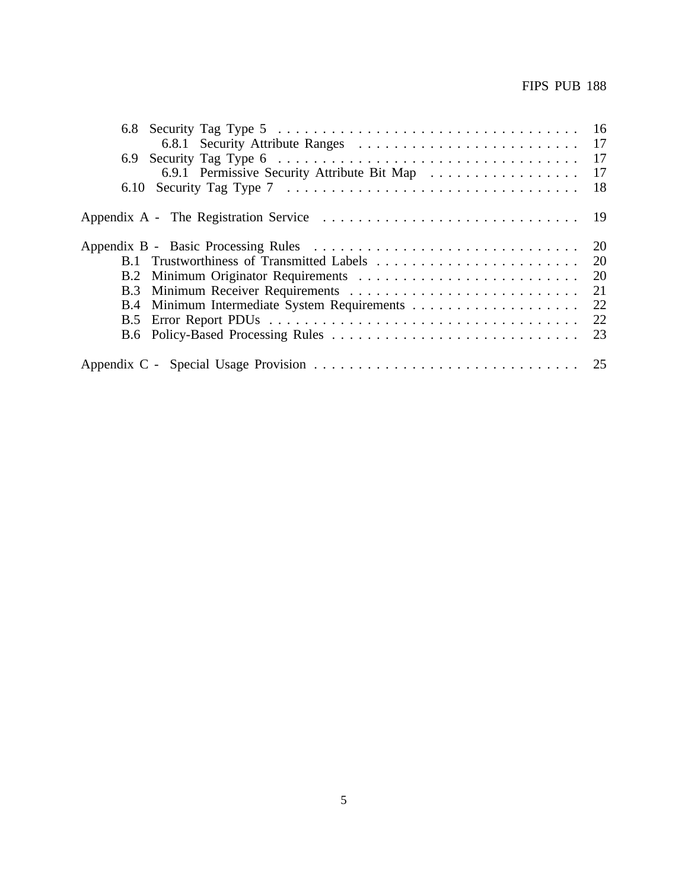6.8 Security Tag Type 5 . . . . . . . . . . . . . . . . . . . . . . . . . . . . . . . . . . 16
    6.8.1 Security Attribute Ranges . . . . . . . . . . . . . . . . . . . . . . . . . 17
6.9 Security Tag Type 6 . . . . . . . . . . . . . . . . . . . . . . . . . . . . . . . . . . 17
    6.9.1 Permissive Security Attribute Bit Map . . . . . . . . . . . . . . . . . 17
6.10 Security Tag Type 7 . . . . . . . . . . . . . . . . . . . . . . . . . . . . . . . . . 18

Appendix A - The Registration Service . . . . . . . . . . . . . . . . . . . . . . . . . . . . 19

Appendix B - Basic Processing Rules . . . . . . . . . . . . . . . . . . . . . . . . . . . . . 20
B.1 Trustworthiness of Transmitted Labels . . . . . . . . . . . . . . . . . . . . . . . 20
B.2 Minimum Originator Requirements . . . . . . . . . . . . . . . . . . . . . . . . . 20
B.3 Minimum Receiver Requirements . . . . . . . . . . . . . . . . . . . . . . . . . . 21
B.4 Minimum Intermediate System Requirements . . . . . . . . . . . . . . . . . . . 22
B.5 Error Report PDUs . . . . . . . . . . . . . . . . . . . . . . . . . . . . . . . . . . 22
B.6 Policy-Based Processing Rules . . . . . . . . . . . . . . . . . . . . . . . . . . . 23

Appendix C - Special Usage Provision . . . . . . . . . . . . . . . . . . . . . . . . . . . . 25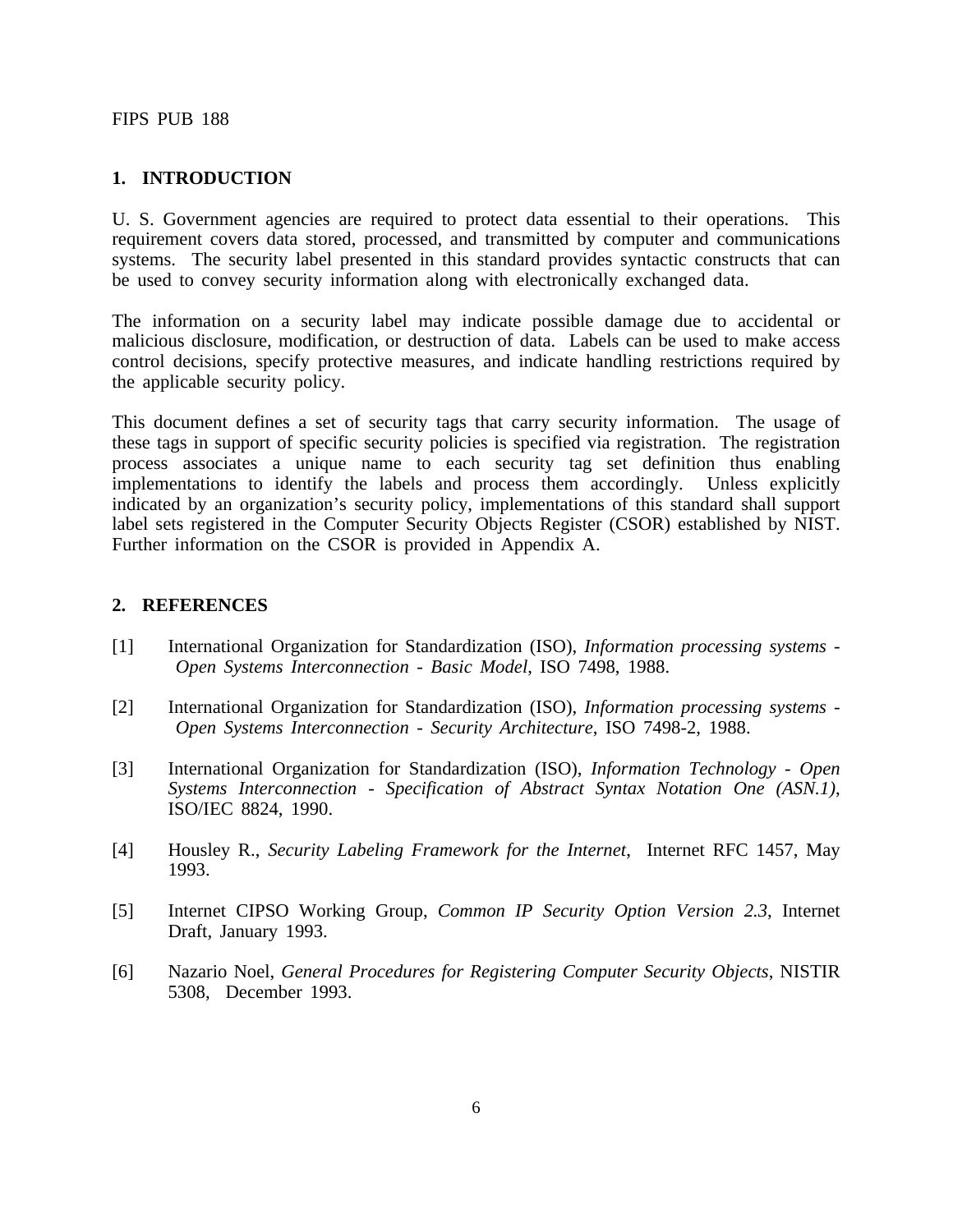## 1. INTRODUCTION

U. S. Government agencies are required to protect data essential to their operations. This requirement covers data stored, processed, and transmitted by computer and communications systems. The security label presented in this standard provides syntactic constructs that can be used to convey security information along with electronically exchanged data.

The information on a security label may indicate possible damage due to accidental or malicious disclosure, modification, or destruction of data. Labels can be used to make access control decisions, specify protective measures, and indicate handling restrictions required by the applicable security policy.

This document defines a set of security tags that carry security information. The usage of these tags in support of specific security policies is specified via registration. The registration process associates a unique name to each security tag set definition thus enabling implementations to identify the labels and process them accordingly. Unless explicitly indicated by an organization's security policy, implementations of this standard shall support label sets registered in the Computer Security Objects Register (CSOR) established by NIST. Further information on the CSOR is provided in Appendix A.

## 2. REFERENCES

[1] International Organization for Standardization (ISO), *Information processing systems - Open Systems Interconnection - Basic Model*, ISO 7498, 1988.

[2] International Organization for Standardization (ISO), *Information processing systems - Open Systems Interconnection - Security Architecture*, ISO 7498-2, 1988.

[3] International Organization for Standardization (ISO), *Information Technology - Open Systems Interconnection - Specification of Abstract Syntax Notation One (ASN.1)*, ISO/IEC 8824, 1990.

[4] Housley R., *Security Labeling Framework for the Internet*, Internet RFC 1457, May 1993.

[5] Internet CIPSO Working Group, *Common IP Security Option Version 2.3*, Internet Draft, January 1993.

[6] Nazario Noel, *General Procedures for Registering Computer Security Objects*, NISTIR 5308, December 1993.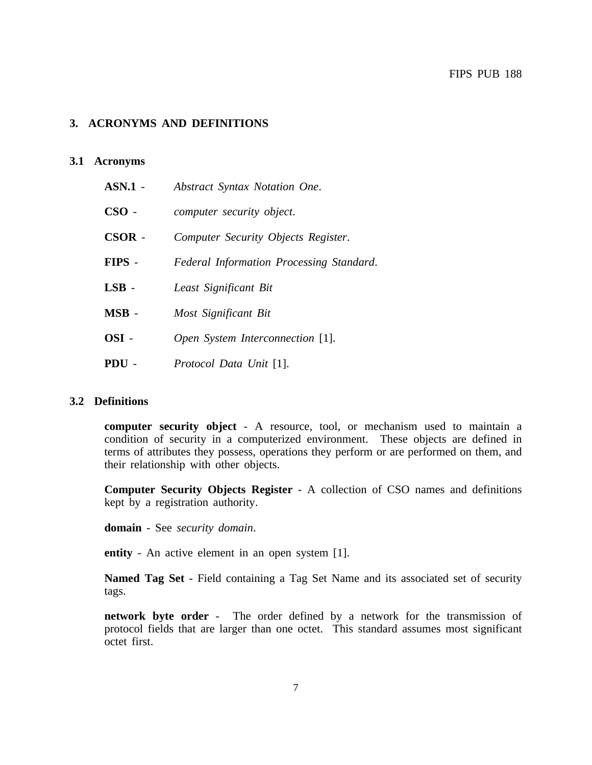## 3. ACRONYMS AND DEFINITIONS

### 3.1 Acronyms

**ASN.1** - *Abstract Syntax Notation One*.

**CSO** - *computer security object*.

**CSOR** - *Computer Security Objects Register*.

**FIPS** - *Federal Information Processing Standard*.

**LSB** - *Least Significant Bit*

**MSB** - *Most Significant Bit*

**OSI** - *Open System Interconnection* [1].

**PDU** - *Protocol Data Unit* [1].

### 3.2 Definitions

**computer security object** - A resource, tool, or mechanism used to maintain a condition of security in a computerized environment. These objects are defined in terms of attributes they possess, operations they perform or are performed on them, and their relationship with other objects.

**Computer Security Objects Register** - A collection of CSO names and definitions kept by a registration authority.

**domain** - See *security domain*.

**entity** - An active element in an open system [1].

**Named Tag Set** - Field containing a Tag Set Name and its associated set of security tags.

**network byte order** - The order defined by a network for the transmission of protocol fields that are larger than one octet. This standard assumes most significant octet first.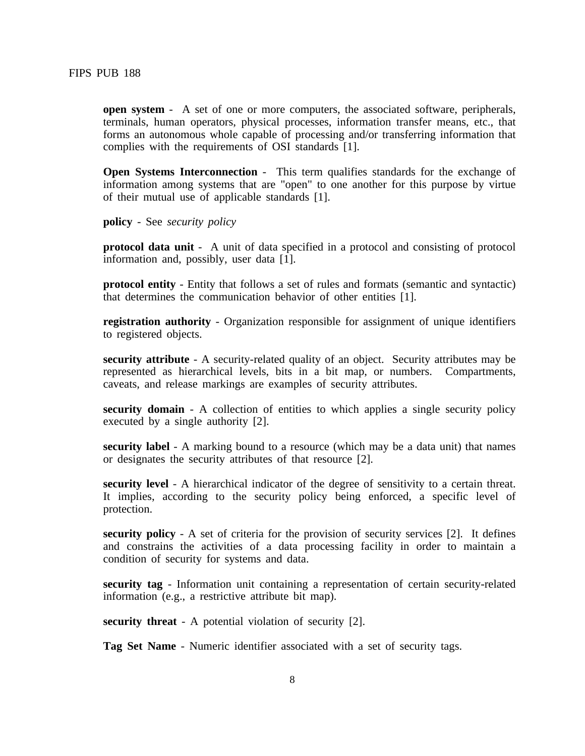**open system** - A set of one or more computers, the associated software, peripherals, terminals, human operators, physical processes, information transfer means, etc., that forms an autonomous whole capable of processing and/or transferring information that complies with the requirements of OSI standards [1].

**Open Systems Interconnection** - This term qualifies standards for the exchange of information among systems that are "open" to one another for this purpose by virtue of their mutual use of applicable standards [1].

**policy** - See *security policy*

**protocol data unit** - A unit of data specified in a protocol and consisting of protocol information and, possibly, user data [1].

**protocol entity** - Entity that follows a set of rules and formats (semantic and syntactic) that determines the communication behavior of other entities [1].

**registration authority** - Organization responsible for assignment of unique identifiers to registered objects.

**security attribute** - A security-related quality of an object. Security attributes may be represented as hierarchical levels, bits in a bit map, or numbers. Compartments, caveats, and release markings are examples of security attributes.

**security domain** - A collection of entities to which applies a single security policy executed by a single authority [2].

**security label** - A marking bound to a resource (which may be a data unit) that names or designates the security attributes of that resource [2].

**security level** - A hierarchical indicator of the degree of sensitivity to a certain threat. It implies, according to the security policy being enforced, a specific level of protection.

**security policy** - A set of criteria for the provision of security services [2]. It defines and constrains the activities of a data processing facility in order to maintain a condition of security for systems and data.

**security tag** - Information unit containing a representation of certain security-related information (e.g., a restrictive attribute bit map).

**security threat** - A potential violation of security [2].

**Tag Set Name** - Numeric identifier associated with a set of security tags.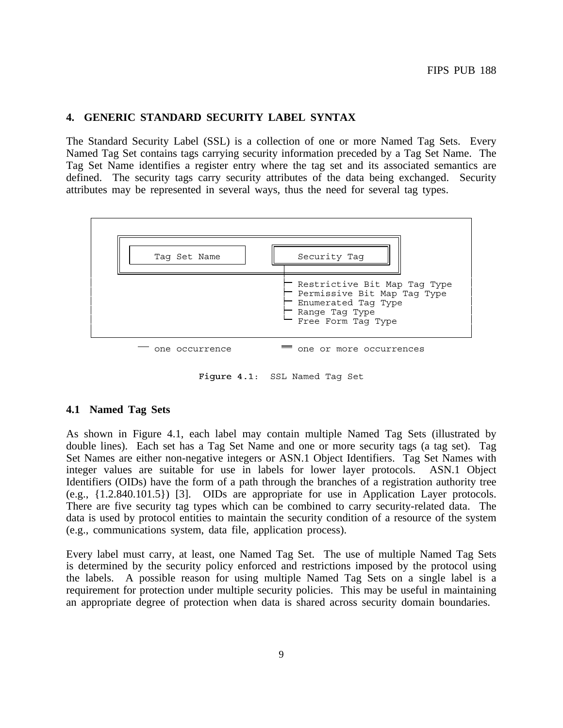## 4. GENERIC STANDARD SECURITY LABEL SYNTAX

The Standard Security Label (SSL) is a collection of one or more Named Tag Sets. Every Named Tag Set contains tags carrying security information preceded by a Tag Set Name. The Tag Set Name identifies a register entry where the tag set and its associated semantics are defined. The security tags carry security attributes of the data being exchanged. Security attributes may be represented in several ways, thus the need for several tag types.

```
+---------------------------------------------------------------+
|                                                               |
|  +=====================================================+      |
|  || +-------------------+   +=====================+  ||      |
|  || |   Tag Set Name    |   ||   Security Tag    ||  ||      |
|  || +-------------------+   +=====================+  ||      |
|  +=====================================================+      |
|                               |                               |
|                               |- Restrictive Bit Map Tag Type |
|                               |- Permissive Bit Map Tag Type  |
|                               |- Enumerated Tag Type          |
|                               |- Range Tag Type               |
|                               '- Free Form Tag Type           |
|                                                               |
+---------------------------------------------------------------+

      — one occurrence          = one or more occurrences
```

Figure 4.1: SSL Named Tag Set

### 4.1 Named Tag Sets

As shown in Figure 4.1, each label may contain multiple Named Tag Sets (illustrated by double lines). Each set has a Tag Set Name and one or more security tags (a tag set). Tag Set Names are either non-negative integers or ASN.1 Object Identifiers. Tag Set Names with integer values are suitable for use in labels for lower layer protocols. ASN.1 Object Identifiers (OIDs) have the form of a path through the branches of a registration authority tree (e.g., {1.2.840.101.5}) [3]. OIDs are appropriate for use in Application Layer protocols. There are five security tag types which can be combined to carry security-related data. The data is used by protocol entities to maintain the security condition of a resource of the system (e.g., communications system, data file, application process).

Every label must carry, at least, one Named Tag Set. The use of multiple Named Tag Sets is determined by the security policy enforced and restrictions imposed by the protocol using the labels. A possible reason for using multiple Named Tag Sets on a single label is a requirement for protection under multiple security policies. This may be useful in maintaining an appropriate degree of protection when data is shared across security domain boundaries.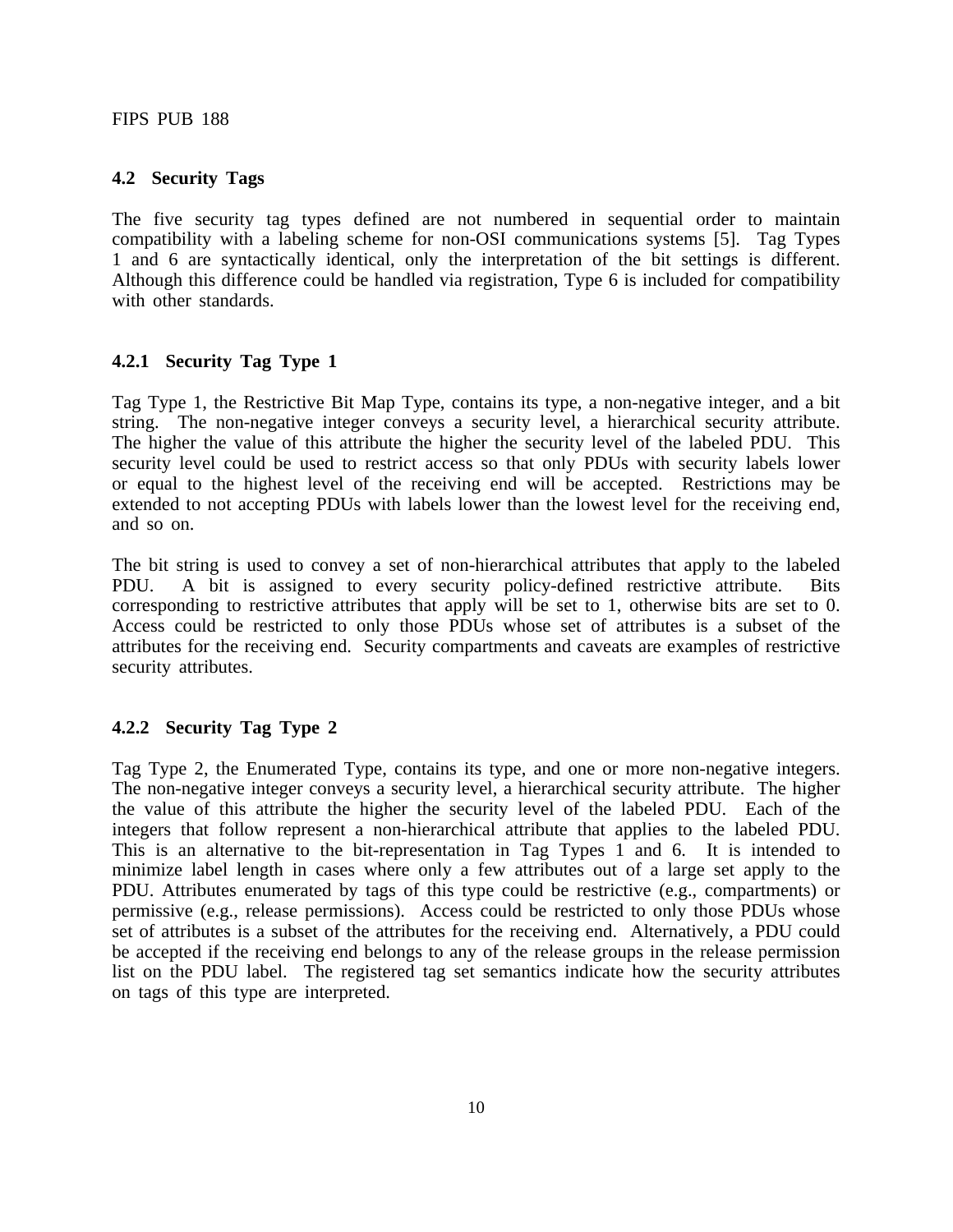## 4.2 Security Tags

The five security tag types defined are not numbered in sequential order to maintain compatibility with a labeling scheme for non-OSI communications systems [5]. Tag Types 1 and 6 are syntactically identical, only the interpretation of the bit settings is different. Although this difference could be handled via registration, Type 6 is included for compatibility with other standards.

### 4.2.1 Security Tag Type 1

Tag Type 1, the Restrictive Bit Map Type, contains its type, a non-negative integer, and a bit string. The non-negative integer conveys a security level, a hierarchical security attribute. The higher the value of this attribute the higher the security level of the labeled PDU. This security level could be used to restrict access so that only PDUs with security labels lower or equal to the highest level of the receiving end will be accepted. Restrictions may be extended to not accepting PDUs with labels lower than the lowest level for the receiving end, and so on.

The bit string is used to convey a set of non-hierarchical attributes that apply to the labeled PDU. A bit is assigned to every security policy-defined restrictive attribute. Bits corresponding to restrictive attributes that apply will be set to 1, otherwise bits are set to 0. Access could be restricted to only those PDUs whose set of attributes is a subset of the attributes for the receiving end. Security compartments and caveats are examples of restrictive security attributes.

### 4.2.2 Security Tag Type 2

Tag Type 2, the Enumerated Type, contains its type, and one or more non-negative integers. The non-negative integer conveys a security level, a hierarchical security attribute. The higher the value of this attribute the higher the security level of the labeled PDU. Each of the integers that follow represent a non-hierarchical attribute that applies to the labeled PDU. This is an alternative to the bit-representation in Tag Types 1 and 6. It is intended to minimize label length in cases where only a few attributes out of a large set apply to the PDU. Attributes enumerated by tags of this type could be restrictive (e.g., compartments) or permissive (e.g., release permissions). Access could be restricted to only those PDUs whose set of attributes is a subset of the attributes for the receiving end. Alternatively, a PDU could be accepted if the receiving end belongs to any of the release groups in the release permission list on the PDU label. The registered tag set semantics indicate how the security attributes on tags of this type are interpreted.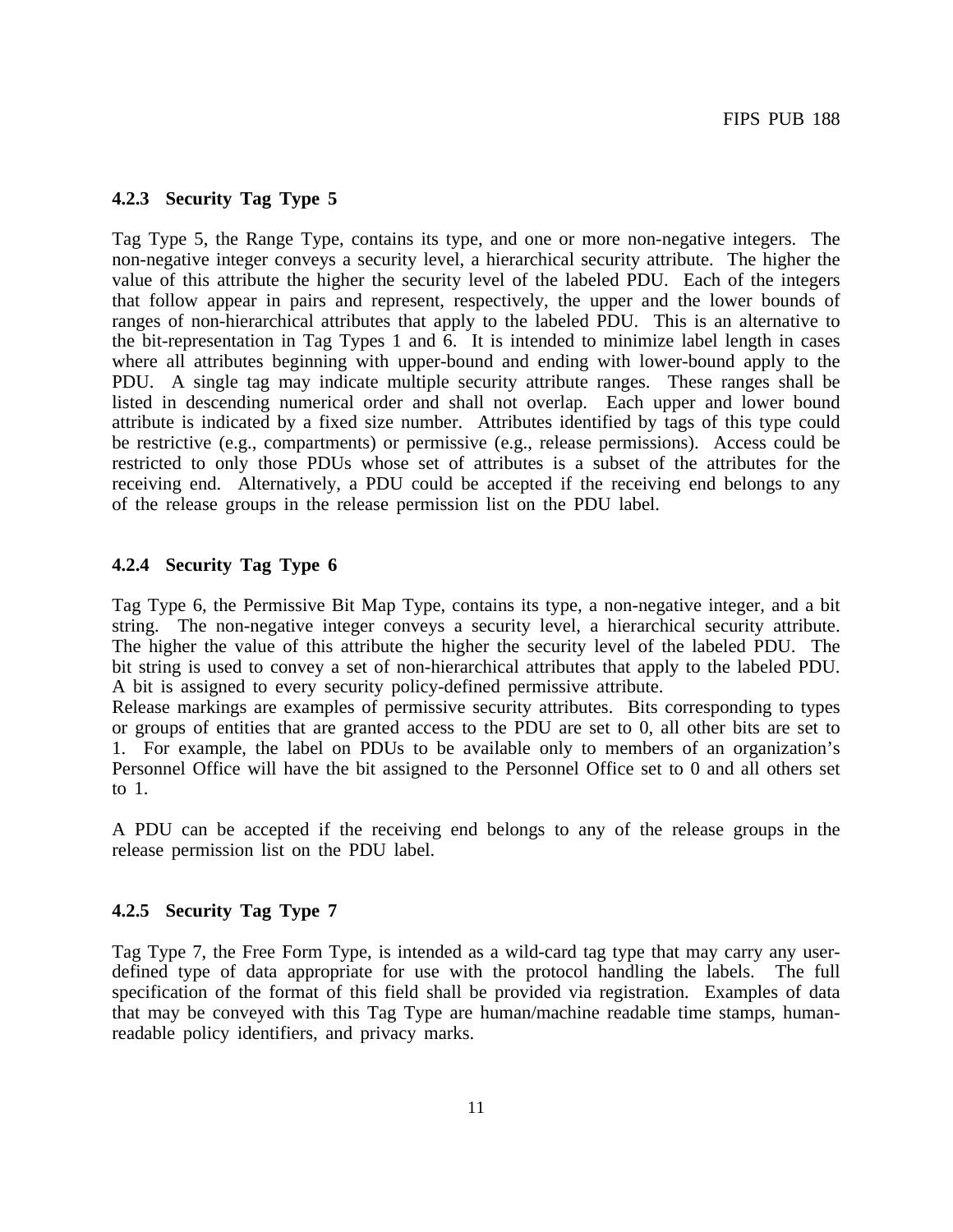### 4.2.3 Security Tag Type 5

Tag Type 5, the Range Type, contains its type, and one or more non-negative integers. The non-negative integer conveys a security level, a hierarchical security attribute. The higher the value of this attribute the higher the security level of the labeled PDU. Each of the integers that follow appear in pairs and represent, respectively, the upper and the lower bounds of ranges of non-hierarchical attributes that apply to the labeled PDU. This is an alternative to the bit-representation in Tag Types 1 and 6. It is intended to minimize label length in cases where all attributes beginning with upper-bound and ending with lower-bound apply to the PDU. A single tag may indicate multiple security attribute ranges. These ranges shall be listed in descending numerical order and shall not overlap. Each upper and lower bound attribute is indicated by a fixed size number. Attributes identified by tags of this type could be restrictive (e.g., compartments) or permissive (e.g., release permissions). Access could be restricted to only those PDUs whose set of attributes is a subset of the attributes for the receiving end. Alternatively, a PDU could be accepted if the receiving end belongs to any of the release groups in the release permission list on the PDU label.

### 4.2.4 Security Tag Type 6

Tag Type 6, the Permissive Bit Map Type, contains its type, a non-negative integer, and a bit string. The non-negative integer conveys a security level, a hierarchical security attribute. The higher the value of this attribute the higher the security level of the labeled PDU. The bit string is used to convey a set of non-hierarchical attributes that apply to the labeled PDU. A bit is assigned to every security policy-defined permissive attribute.
Release markings are examples of permissive security attributes. Bits corresponding to types or groups of entities that are granted access to the PDU are set to 0, all other bits are set to 1. For example, the label on PDUs to be available only to members of an organization's Personnel Office will have the bit assigned to the Personnel Office set to 0 and all others set to 1.

A PDU can be accepted if the receiving end belongs to any of the release groups in the release permission list on the PDU label.

### 4.2.5 Security Tag Type 7

Tag Type 7, the Free Form Type, is intended as a wild-card tag type that may carry any user-defined type of data appropriate for use with the protocol handling the labels. The full specification of the format of this field shall be provided via registration. Examples of data that may be conveyed with this Tag Type are human/machine readable time stamps, human-readable policy identifiers, and privacy marks.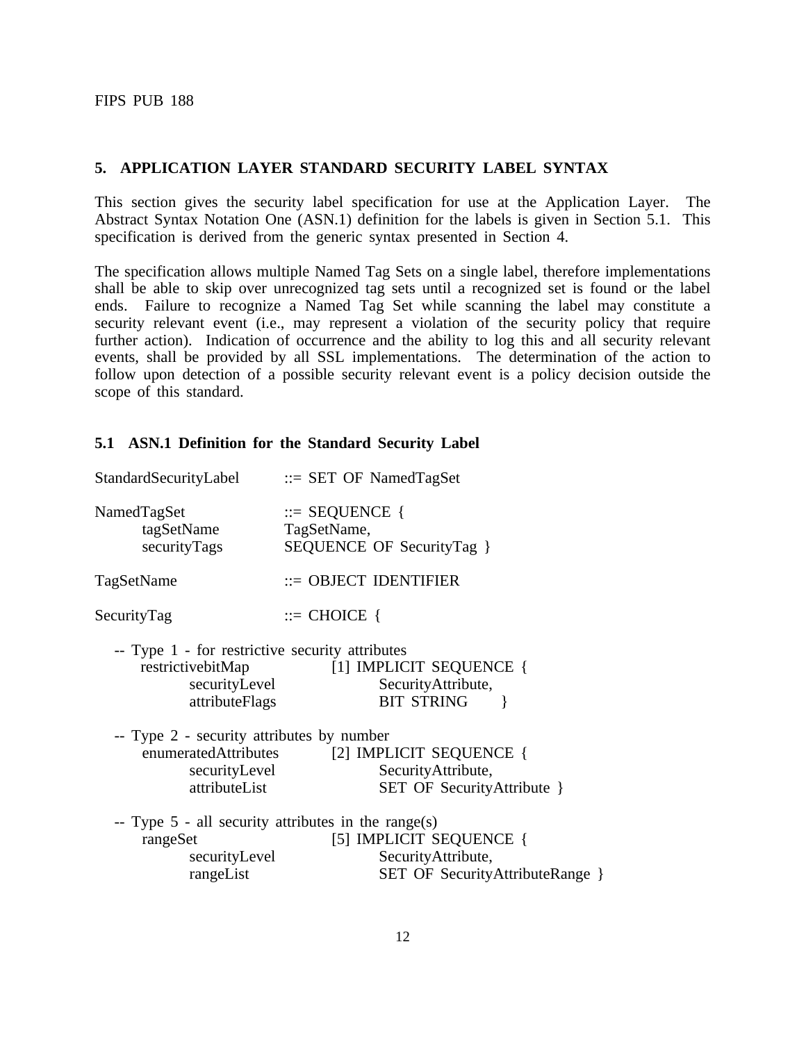## 5. APPLICATION LAYER STANDARD SECURITY LABEL SYNTAX

This section gives the security label specification for use at the Application Layer. The Abstract Syntax Notation One (ASN.1) definition for the labels is given in Section 5.1. This specification is derived from the generic syntax presented in Section 4.

The specification allows multiple Named Tag Sets on a single label, therefore implementations shall be able to skip over unrecognized tag sets until a recognized set is found or the label ends. Failure to recognize a Named Tag Set while scanning the label may constitute a security relevant event (i.e., may represent a violation of the security policy that require further action). Indication of occurrence and the ability to log this and all security relevant events, shall be provided by all SSL implementations. The determination of the action to follow upon detection of a possible security relevant event is a policy decision outside the scope of this standard.

### 5.1 ASN.1 Definition for the Standard Security Label

```
StandardSecurityLabel      ::= SET OF NamedTagSet

NamedTagSet                ::= SEQUENCE {
     tagSetName            TagSetName,
     securityTags          SEQUENCE OF SecurityTag }

TagSetName                 ::= OBJECT IDENTIFIER

SecurityTag                ::= CHOICE {

  -- Type 1 - for restrictive security attributes
     restrictivebitMap          [1] IMPLICIT SEQUENCE {
          securityLevel              SecurityAttribute,
          attributeFlags             BIT STRING      }

  -- Type 2 - security attributes by number
     enumeratedAttributes       [2] IMPLICIT SEQUENCE {
          securityLevel              SecurityAttribute,
          attributeList              SET OF SecurityAttribute }

  -- Type 5 - all security attributes in the range(s)
     rangeSet                   [5] IMPLICIT SEQUENCE {
          securityLevel              SecurityAttribute,
          rangeList                  SET OF SecurityAttributeRange }
```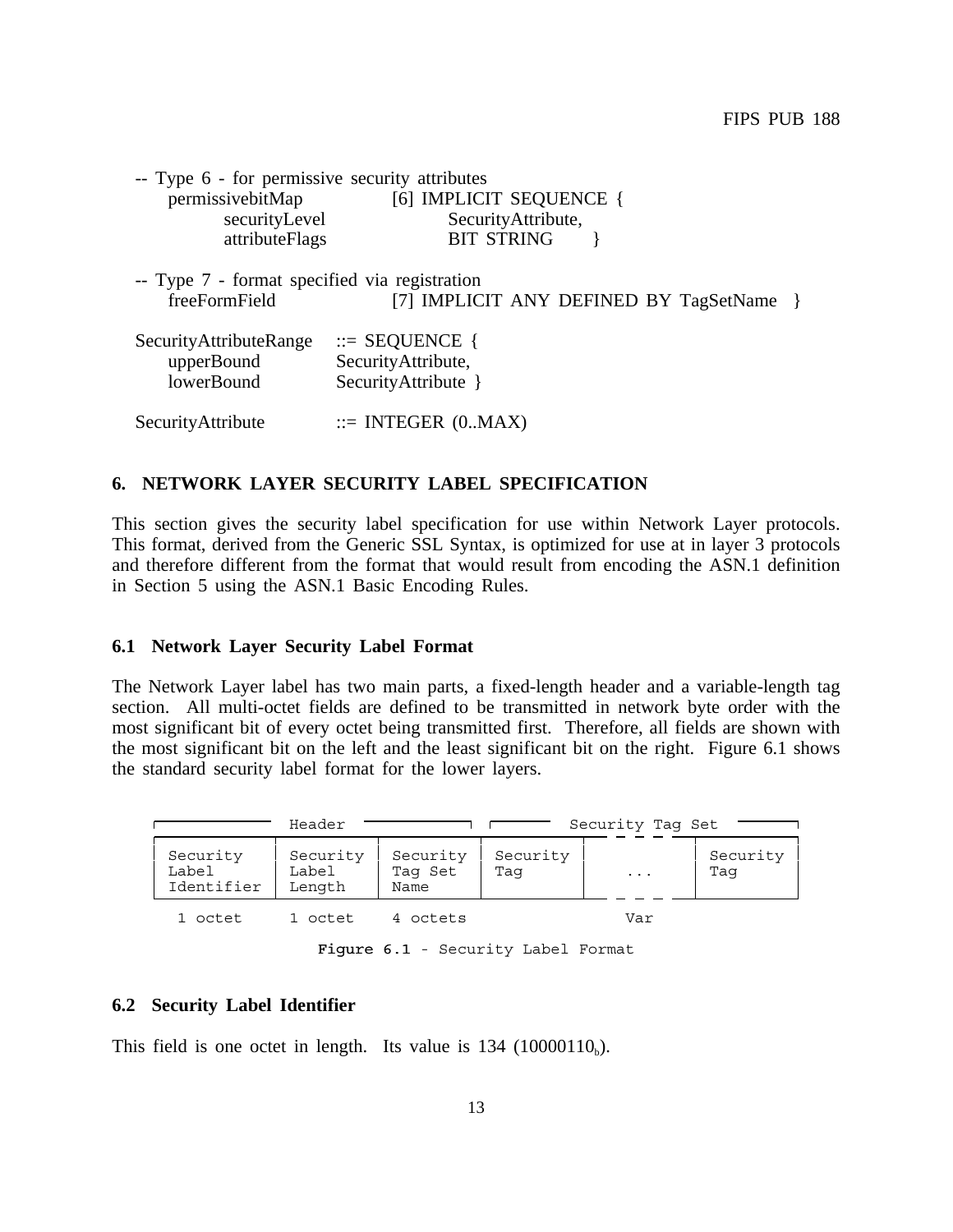```
-- Type 6 - for permissive security attributes
    permissivebitMap          [6] IMPLICIT SEQUENCE {
        securityLevel             SecurityAttribute,
        attributeFlags            BIT STRING       }

-- Type 7 - format specified via registration
    freeFormField             [7] IMPLICIT ANY DEFINED BY TagSetName   }

SecurityAttributeRange    ::= SEQUENCE {
    upperBound            SecurityAttribute,
    lowerBound            SecurityAttribute }

SecurityAttribute         ::= INTEGER (0..MAX)
```

## 6. NETWORK LAYER SECURITY LABEL SPECIFICATION

This section gives the security label specification for use within Network Layer protocols. This format, derived from the Generic SSL Syntax, is optimized for use at in layer 3 protocols and therefore different from the format that would result from encoding the ASN.1 definition in Section 5 using the ASN.1 Basic Encoding Rules.

### 6.1 Network Layer Security Label Format

The Network Layer label has two main parts, a fixed-length header and a variable-length tag section. All multi-octet fields are defined to be transmitted in network byte order with the most significant bit of every octet being transmitted first. Therefore, all fields are shown with the most significant bit on the left and the least significant bit on the right. Figure 6.1 shows the standard security label format for the lower layers.

| Header | | | Security Tag Set | | |
|---|---|---|---|---|---|
| Security Label Identifier | Security Label Length | Security Tag Set Name | Security Tag | ... | Security Tag |
| 1 octet | 1 octet | 4 octets | Var | | |

**Figure 6.1** - Security Label Format

### 6.2 Security Label Identifier

This field is one octet in length. Its value is 134 ($10000110_b$).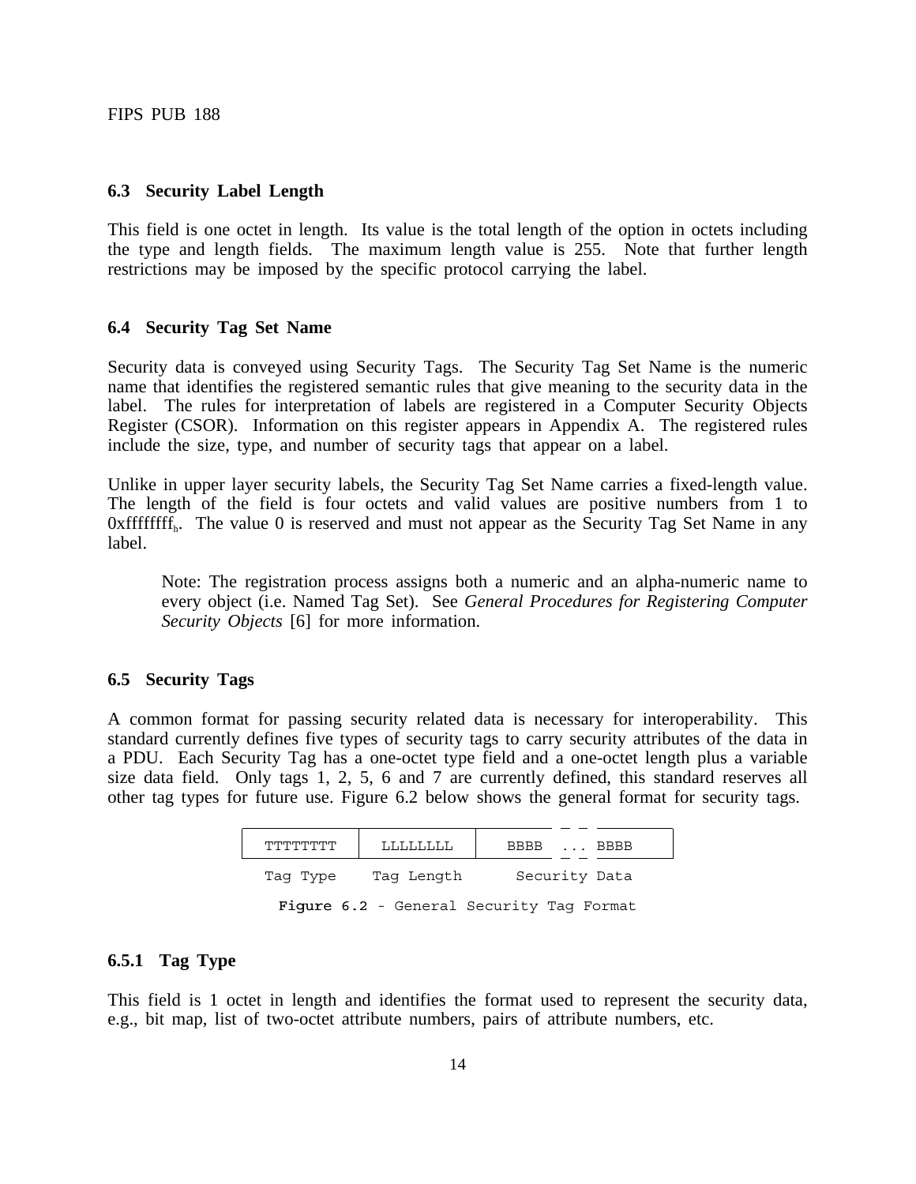### 6.3 Security Label Length

This field is one octet in length. Its value is the total length of the option in octets including the type and length fields. The maximum length value is 255. Note that further length restrictions may be imposed by the specific protocol carrying the label.

### 6.4 Security Tag Set Name

Security data is conveyed using Security Tags. The Security Tag Set Name is the numeric name that identifies the registered semantic rules that give meaning to the security data in the label. The rules for interpretation of labels are registered in a Computer Security Objects Register (CSOR). Information on this register appears in Appendix A. The registered rules include the size, type, and number of security tags that appear on a label.

Unlike in upper layer security labels, the Security Tag Set Name carries a fixed-length value. The length of the field is four octets and valid values are positive numbers from 1 to $0xffffffff_h$. The value 0 is reserved and must not appear as the Security Tag Set Name in any label.

> Note: The registration process assigns both a numeric and an alpha-numeric name to every object (i.e. Named Tag Set). See *General Procedures for Registering Computer Security Objects* [6] for more information.

### 6.5 Security Tags

A common format for passing security related data is necessary for interoperability. This standard currently defines five types of security tags to carry security attributes of the data in a PDU. Each Security Tag has a one-octet type field and a one-octet length plus a variable size data field. Only tags 1, 2, 5, 6 and 7 are currently defined, this standard reserves all other tag types for future use. Figure 6.2 below shows the general format for security tags.

```
+----------+------------+--------------------+
| TTTTTTTT | LLLLLLLL   |  BBBB  ...  BBBB   |
+----------+------------+--------------------+
 Tag Type   Tag Length     Security Data
```

**Figure 6.2** - General Security Tag Format

#### 6.5.1 Tag Type

This field is 1 octet in length and identifies the format used to represent the security data, e.g., bit map, list of two-octet attribute numbers, pairs of attribute numbers, etc.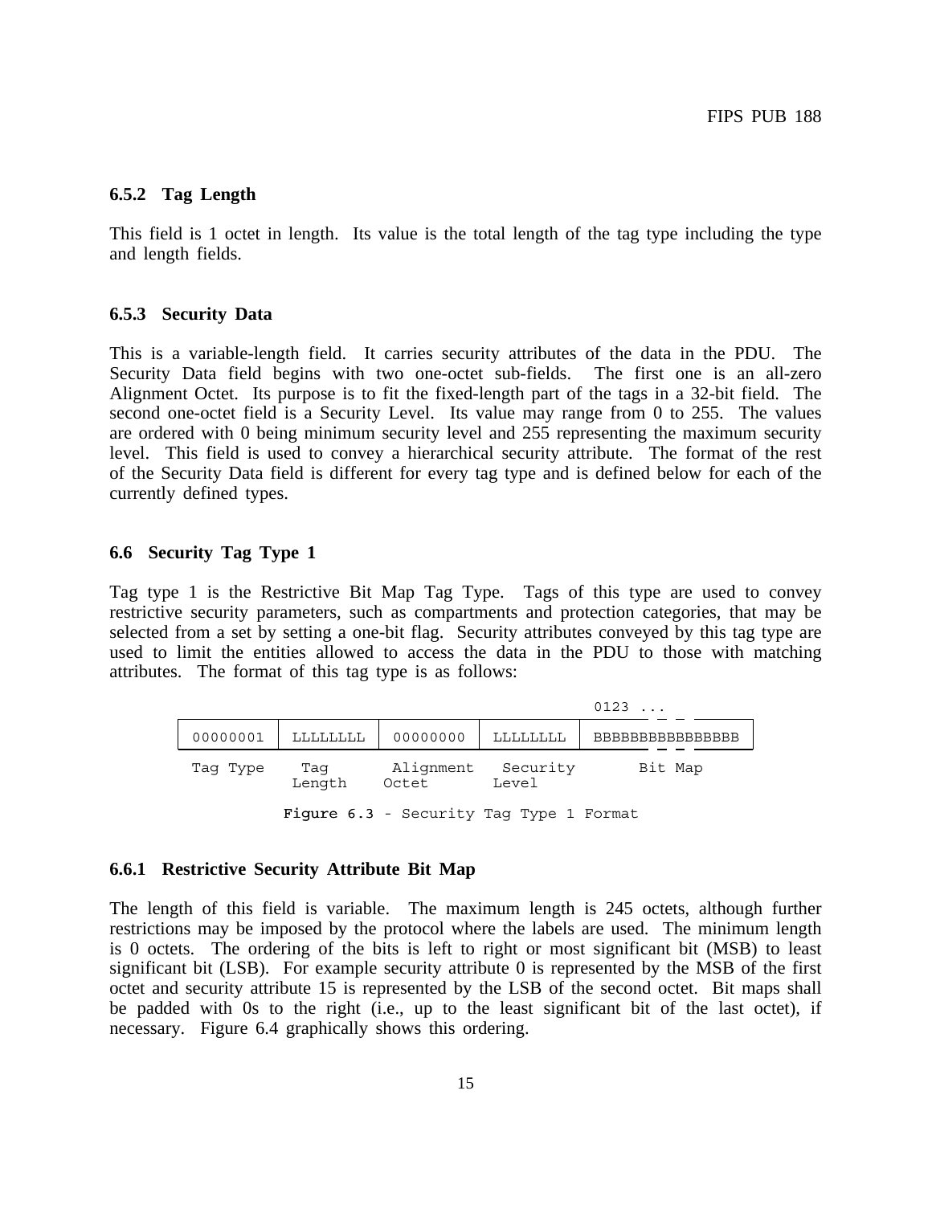### 6.5.2 Tag Length

This field is 1 octet in length. Its value is the total length of the tag type including the type and length fields.

### 6.5.3 Security Data

This is a variable-length field. It carries security attributes of the data in the PDU. The Security Data field begins with two one-octet sub-fields. The first one is an all-zero Alignment Octet. Its purpose is to fit the fixed-length part of the tags in a 32-bit field. The second one-octet field is a Security Level. Its value may range from 0 to 255. The values are ordered with 0 being minimum security level and 255 representing the maximum security level. This field is used to convey a hierarchical security attribute. The format of the rest of the Security Data field is different for every tag type and is defined below for each of the currently defined types.

## 6.6 Security Tag Type 1

Tag type 1 is the Restrictive Bit Map Tag Type. Tags of this type are used to convey restrictive security parameters, such as compartments and protection categories, that may be selected from a set by setting a one-bit flag. Security attributes conveyed by this tag type are used to limit the entities allowed to access the data in the PDU to those with matching attributes. The format of this tag type is as follows:

```
                                                            0123 ...
+----------+----------+-----------+----------+------------------
| 00000001 | LLLLLLLL | 00000000  | LLLLLLLL | BBBBBBBBBBBBBBBB
+----------+----------+-----------+----------+------------------
 Tag Type    Tag       Alignment   Security       Bit Map
             Length    Octet       Level
```

Figure 6.3 - Security Tag Type 1 Format

### 6.6.1 Restrictive Security Attribute Bit Map

The length of this field is variable. The maximum length is 245 octets, although further restrictions may be imposed by the protocol where the labels are used. The minimum length is 0 octets. The ordering of the bits is left to right or most significant bit (MSB) to least significant bit (LSB). For example security attribute 0 is represented by the MSB of the first octet and security attribute 15 is represented by the LSB of the second octet. Bit maps shall be padded with 0s to the right (i.e., up to the least significant bit of the last octet), if necessary. Figure 6.4 graphically shows this ordering.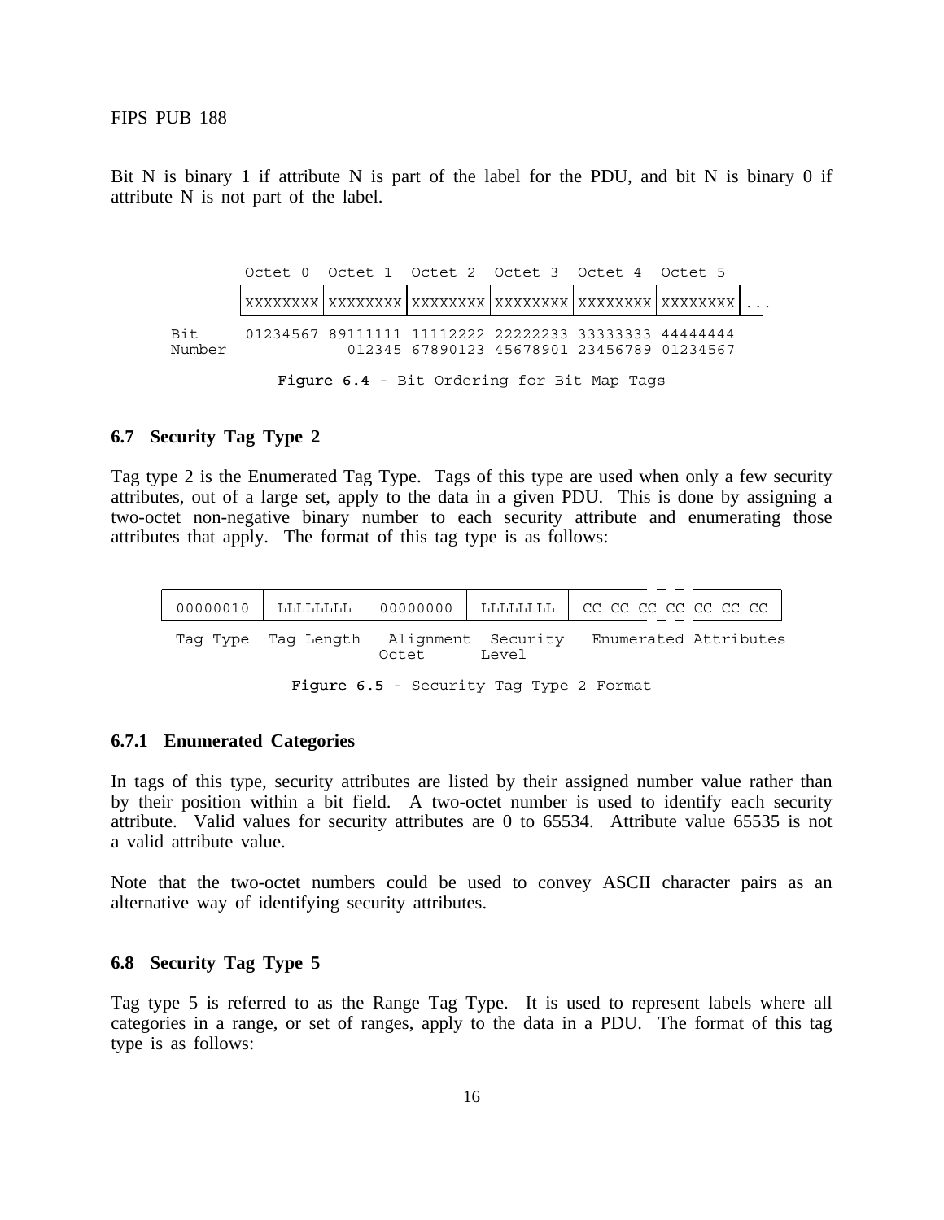Bit N is binary 1 if attribute N is part of the label for the PDU, and bit N is binary 0 if attribute N is not part of the label.

```
        Octet 0  Octet 1  Octet 2  Octet 3  Octet 4  Octet 5
       |XXXXXXXX|XXXXXXXX|XXXXXXXX|XXXXXXXX|XXXXXXXX|XXXXXXXX|...

Bit     01234567 89111111 11112222 22222233 33333333 44444444
Number             012345 67890123 45678901 23456789 01234567
```

**Figure 6.4** - Bit Ordering for Bit Map Tags

### 6.7 Security Tag Type 2

Tag type 2 is the Enumerated Tag Type. Tags of this type are used when only a few security attributes, out of a large set, apply to the data in a given PDU. This is done by assigning a two-octet non-negative binary number to each security attribute and enumerating those attributes that apply. The format of this tag type is as follows:

```
 ------------------------------------------------------------ - - -----------
| 00000010 | LLLLLLLL | 00000000 | LLLLLLLL | CC CC CC CC CC CC CC |
 ------------------------------------------------------------ - - -----------
  Tag Type  Tag Length  Alignment  Security   Enumerated Attributes
                         Octet      Level
```

**Figure 6.5** - Security Tag Type 2 Format

#### 6.7.1 Enumerated Categories

In tags of this type, security attributes are listed by their assigned number value rather than by their position within a bit field. A two-octet number is used to identify each security attribute. Valid values for security attributes are 0 to 65534. Attribute value 65535 is not a valid attribute value.

Note that the two-octet numbers could be used to convey ASCII character pairs as an alternative way of identifying security attributes.

### 6.8 Security Tag Type 5

Tag type 5 is referred to as the Range Tag Type. It is used to represent labels where all categories in a range, or set of ranges, apply to the data in a PDU. The format of this tag type is as follows: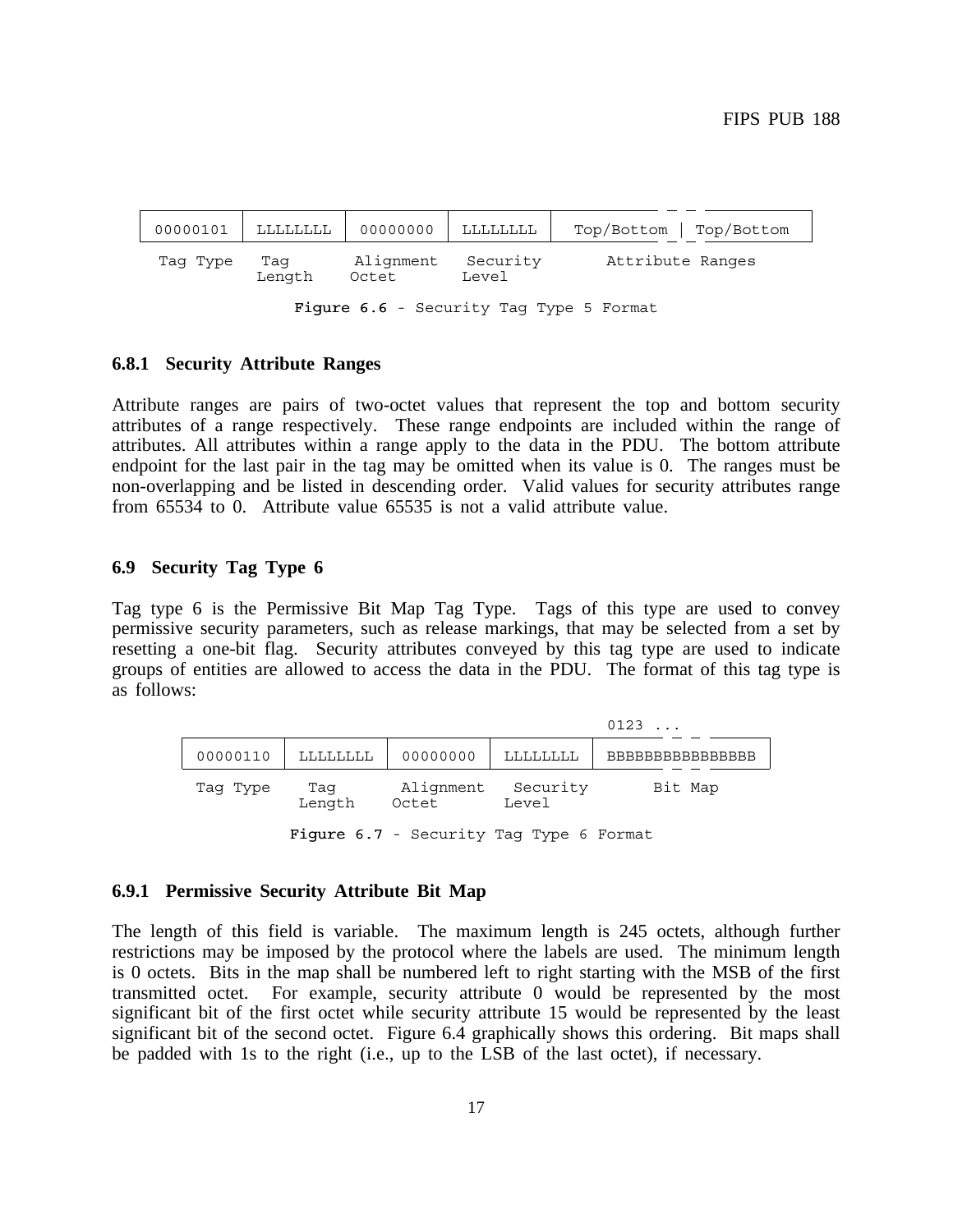| 00000101 | LLLLLLLL | 00000000 | LLLLLLLL | Top/Bottom | Top/Bottom |
|---|---|---|---|---|---|
| Tag Type | Tag Length | Alignment Octet | Security Level | Attribute Ranges | |

Figure 6.6 - Security Tag Type 5 Format

### 6.8.1 Security Attribute Ranges

Attribute ranges are pairs of two-octet values that represent the top and bottom security attributes of a range respectively. These range endpoints are included within the range of attributes. All attributes within a range apply to the data in the PDU. The bottom attribute endpoint for the last pair in the tag may be omitted when its value is 0. The ranges must be non-overlapping and be listed in descending order. Valid values for security attributes range from 65534 to 0. Attribute value 65535 is not a valid attribute value.

## 6.9 Security Tag Type 6

Tag type 6 is the Permissive Bit Map Tag Type. Tags of this type are used to convey permissive security parameters, such as release markings, that may be selected from a set by resetting a one-bit flag. Security attributes conveyed by this tag type are used to indicate groups of entities are allowed to access the data in the PDU. The format of this tag type is as follows:

| | | | | 0123 ... |
|---|---|---|---|---|
| 00000110 | LLLLLLLL | 00000000 | LLLLLLLL | BBBBBBBBBBBBBBBB |
| Tag Type | Tag Length | Alignment Octet | Security Level | Bit Map |

Figure 6.7 - Security Tag Type 6 Format

### 6.9.1 Permissive Security Attribute Bit Map

The length of this field is variable. The maximum length is 245 octets, although further restrictions may be imposed by the protocol where the labels are used. The minimum length is 0 octets. Bits in the map shall be numbered left to right starting with the MSB of the first transmitted octet. For example, security attribute 0 would be represented by the most significant bit of the first octet while security attribute 15 would be represented by the least significant bit of the second octet. Figure 6.4 graphically shows this ordering. Bit maps shall be padded with 1s to the right (i.e., up to the LSB of the last octet), if necessary.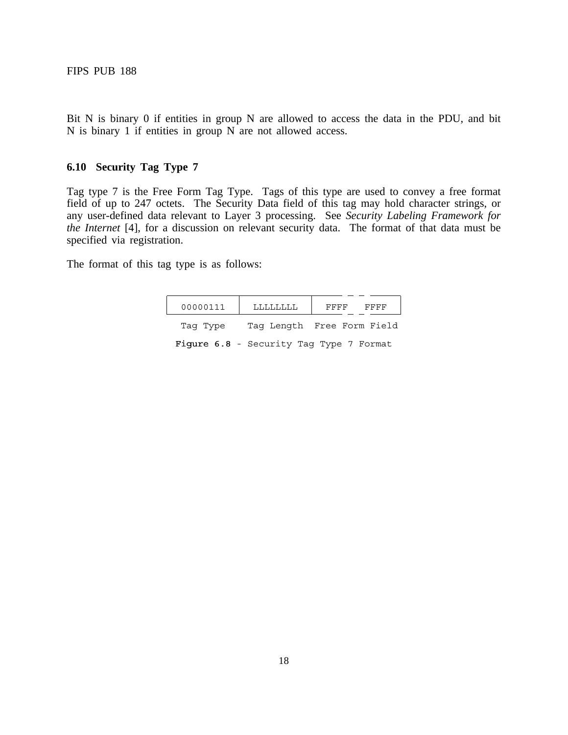Bit N is binary 0 if entities in group N are allowed to access the data in the PDU, and bit N is binary 1 if entities in group N are not allowed access.

### 6.10 Security Tag Type 7

Tag type 7 is the Free Form Tag Type. Tags of this type are used to convey a free format field of up to 247 octets. The Security Data field of this tag may hold character strings, or any user-defined data relevant to Layer 3 processing. See *Security Labeling Framework for the Internet* [4], for a discussion on relevant security data. The format of that data must be specified via registration.

The format of this tag type is as follows:

| 00000111 | LLLLLLLL | FFFF - - FFFF |
|---|---|---|
| Tag Type | Tag Length | Free Form Field |

**Figure 6.8** - Security Tag Type 7 Format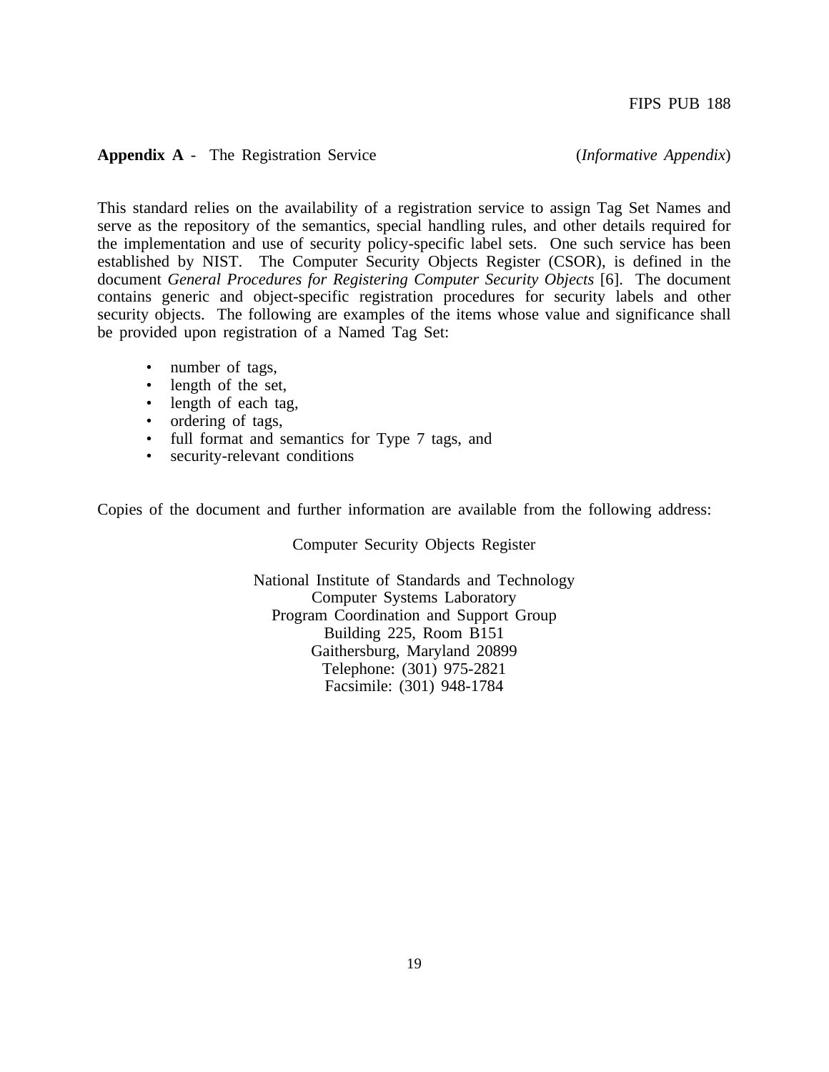**Appendix A** - The Registration Service (*Informative Appendix*)

This standard relies on the availability of a registration service to assign Tag Set Names and serve as the repository of the semantics, special handling rules, and other details required for the implementation and use of security policy-specific label sets. One such service has been established by NIST. The Computer Security Objects Register (CSOR), is defined in the document *General Procedures for Registering Computer Security Objects* [6]. The document contains generic and object-specific registration procedures for security labels and other security objects. The following are examples of the items whose value and significance shall be provided upon registration of a Named Tag Set:

- number of tags,
- length of the set,
- length of each tag,
- ordering of tags,
- full format and semantics for Type 7 tags, and
- security-relevant conditions

Copies of the document and further information are available from the following address:

Computer Security Objects Register

National Institute of Standards and Technology
Computer Systems Laboratory
Program Coordination and Support Group
Building 225, Room B151
Gaithersburg, Maryland 20899
Telephone: (301) 975-2821
Facsimile: (301) 948-1784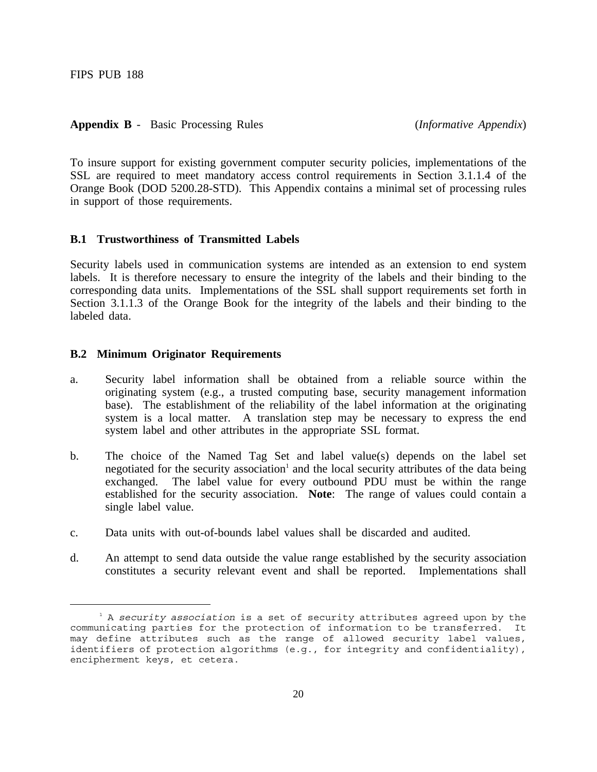## Appendix B - Basic Processing Rules (*Informative Appendix*)

To insure support for existing government computer security policies, implementations of the SSL are required to meet mandatory access control requirements in Section 3.1.1.4 of the Orange Book (DOD 5200.28-STD). This Appendix contains a minimal set of processing rules in support of those requirements.

### B.1 Trustworthiness of Transmitted Labels

Security labels used in communication systems are intended as an extension to end system labels. It is therefore necessary to ensure the integrity of the labels and their binding to the corresponding data units. Implementations of the SSL shall support requirements set forth in Section 3.1.1.3 of the Orange Book for the integrity of the labels and their binding to the labeled data.

### B.2 Minimum Originator Requirements

a. Security label information shall be obtained from a reliable source within the originating system (e.g., a trusted computing base, security management information base). The establishment of the reliability of the label information at the originating system is a local matter. A translation step may be necessary to express the end system label and other attributes in the appropriate SSL format.

b. The choice of the Named Tag Set and label value(s) depends on the label set negotiated for the security association[1] and the local security attributes of the data being exchanged. The label value for every outbound PDU must be within the range established for the security association. **Note**: The range of values could contain a single label value.

c. Data units with out-of-bounds label values shall be discarded and audited.

d. An attempt to send data outside the value range established by the security association constitutes a security relevant event and shall be reported. Implementations shall

---

[1] A *security association* is a set of security attributes agreed upon by the communicating parties for the protection of information to be transferred. It may define attributes such as the range of allowed security label values, identifiers of protection algorithms (e.g., for integrity and confidentiality), encipherment keys, et cetera.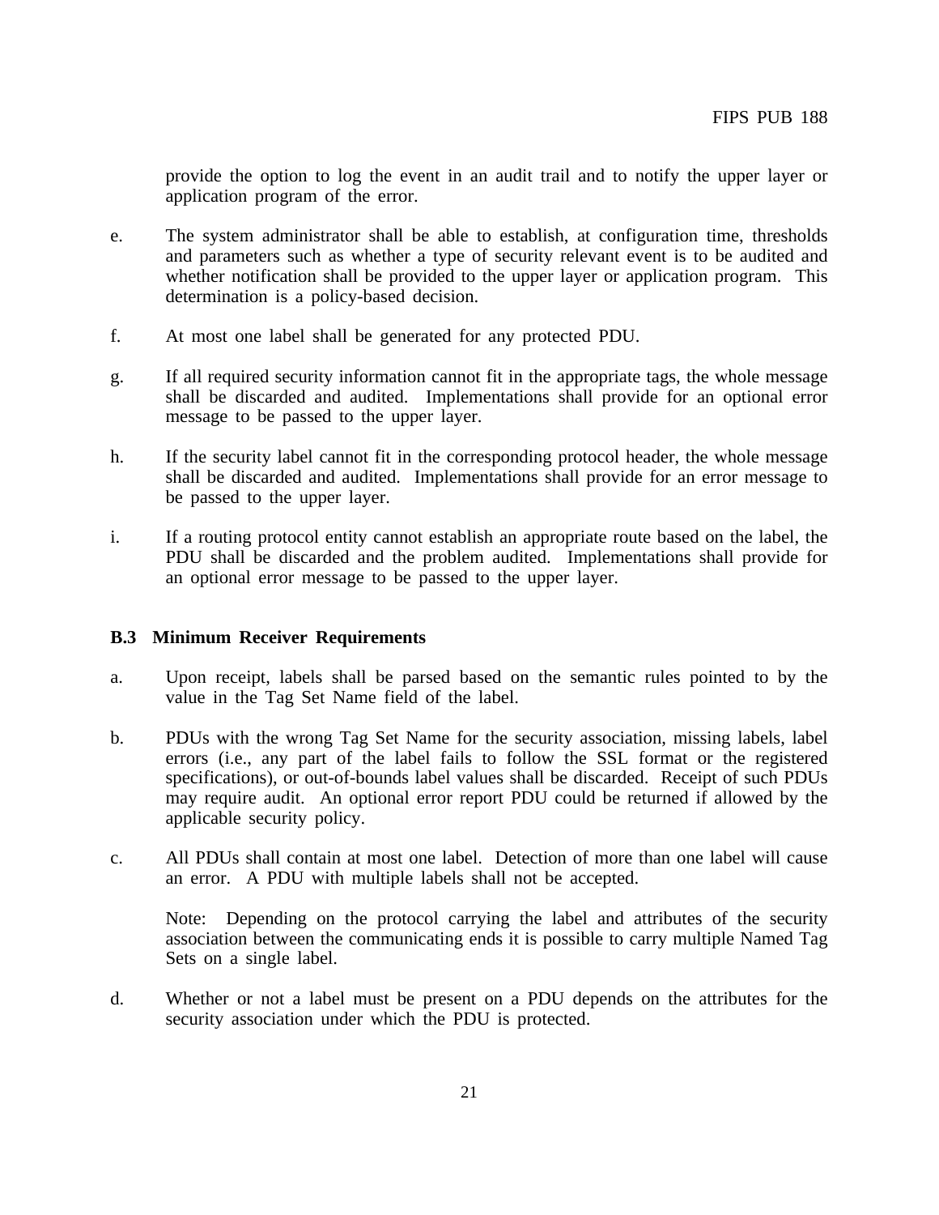provide the option to log the event in an audit trail and to notify the upper layer or application program of the error.

e. The system administrator shall be able to establish, at configuration time, thresholds and parameters such as whether a type of security relevant event is to be audited and whether notification shall be provided to the upper layer or application program. This determination is a policy-based decision.

f. At most one label shall be generated for any protected PDU.

g. If all required security information cannot fit in the appropriate tags, the whole message shall be discarded and audited. Implementations shall provide for an optional error message to be passed to the upper layer.

h. If the security label cannot fit in the corresponding protocol header, the whole message shall be discarded and audited. Implementations shall provide for an error message to be passed to the upper layer.

i. If a routing protocol entity cannot establish an appropriate route based on the label, the PDU shall be discarded and the problem audited. Implementations shall provide for an optional error message to be passed to the upper layer.

### B.3 Minimum Receiver Requirements

a. Upon receipt, labels shall be parsed based on the semantic rules pointed to by the value in the Tag Set Name field of the label.

b. PDUs with the wrong Tag Set Name for the security association, missing labels, label errors (i.e., any part of the label fails to follow the SSL format or the registered specifications), or out-of-bounds label values shall be discarded. Receipt of such PDUs may require audit. An optional error report PDU could be returned if allowed by the applicable security policy.

c. All PDUs shall contain at most one label. Detection of more than one label will cause an error. A PDU with multiple labels shall not be accepted.

   Note: Depending on the protocol carrying the label and attributes of the security association between the communicating ends it is possible to carry multiple Named Tag Sets on a single label.

d. Whether or not a label must be present on a PDU depends on the attributes for the security association under which the PDU is protected.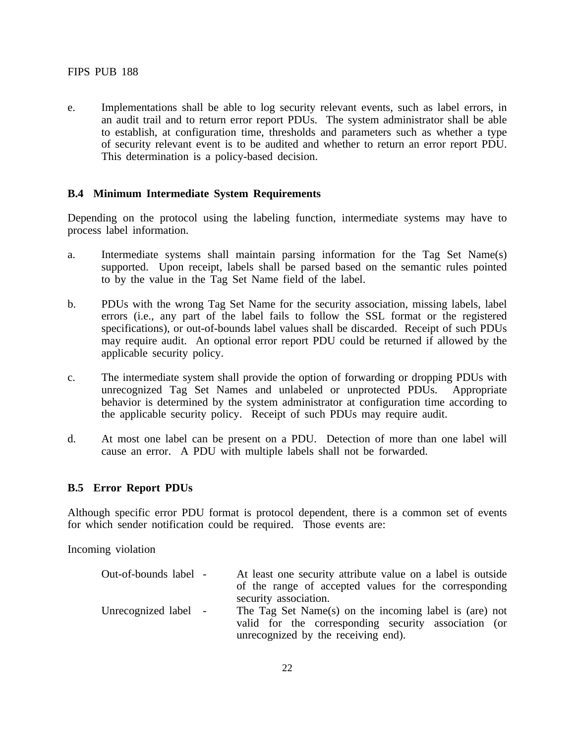e. Implementations shall be able to log security relevant events, such as label errors, in an audit trail and to return error report PDUs. The system administrator shall be able to establish, at configuration time, thresholds and parameters such as whether a type of security relevant event is to be audited and whether to return an error report PDU. This determination is a policy-based decision.

### B.4 Minimum Intermediate System Requirements

Depending on the protocol using the labeling function, intermediate systems may have to process label information.

a. Intermediate systems shall maintain parsing information for the Tag Set Name(s) supported. Upon receipt, labels shall be parsed based on the semantic rules pointed to by the value in the Tag Set Name field of the label.

b. PDUs with the wrong Tag Set Name for the security association, missing labels, label errors (i.e., any part of the label fails to follow the SSL format or the registered specifications), or out-of-bounds label values shall be discarded. Receipt of such PDUs may require audit. An optional error report PDU could be returned if allowed by the applicable security policy.

c. The intermediate system shall provide the option of forwarding or dropping PDUs with unrecognized Tag Set Names and unlabeled or unprotected PDUs. Appropriate behavior is determined by the system administrator at configuration time according to the applicable security policy. Receipt of such PDUs may require audit.

d. At most one label can be present on a PDU. Detection of more than one label will cause an error. A PDU with multiple labels shall not be forwarded.

### B.5 Error Report PDUs

Although specific error PDU format is protocol dependent, there is a common set of events for which sender notification could be required. Those events are:

Incoming violation

Out-of-bounds label - At least one security attribute value on a label is outside of the range of accepted values for the corresponding security association.

Unrecognized label - The Tag Set Name(s) on the incoming label is (are) not valid for the corresponding security association (or unrecognized by the receiving end).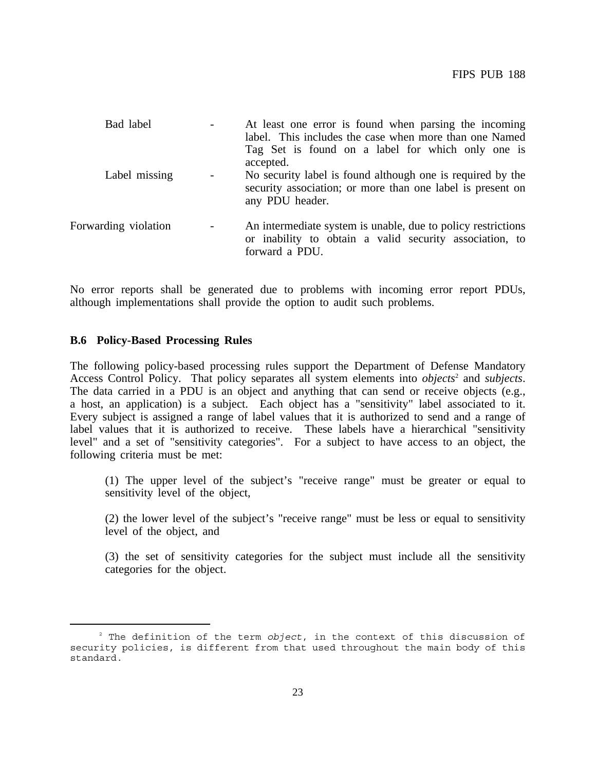Bad label - At least one error is found when parsing the incoming label. This includes the case when more than one Named Tag Set is found on a label for which only one is accepted.

Label missing - No security label is found although one is required by the security association; or more than one label is present on any PDU header.

Forwarding violation - An intermediate system is unable, due to policy restrictions or inability to obtain a valid security association, to forward a PDU.

No error reports shall be generated due to problems with incoming error report PDUs, although implementations shall provide the option to audit such problems.

### B.6 Policy-Based Processing Rules

The following policy-based processing rules support the Department of Defense Mandatory Access Control Policy. That policy separates all system elements into *objects*[2] and *subjects*. The data carried in a PDU is an object and anything that can send or receive objects (e.g., a host, an application) is a subject. Each object has a "sensitivity" label associated to it. Every subject is assigned a range of label values that it is authorized to send and a range of label values that it is authorized to receive. These labels have a hierarchical "sensitivity level" and a set of "sensitivity categories". For a subject to have access to an object, the following criteria must be met:

(1) The upper level of the subject's "receive range" must be greater or equal to sensitivity level of the object,

(2) the lower level of the subject's "receive range" must be less or equal to sensitivity level of the object, and

(3) the set of sensitivity categories for the subject must include all the sensitivity categories for the object.

---

[2] The definition of the term *object*, in the context of this discussion of security policies, is different from that used throughout the main body of this standard.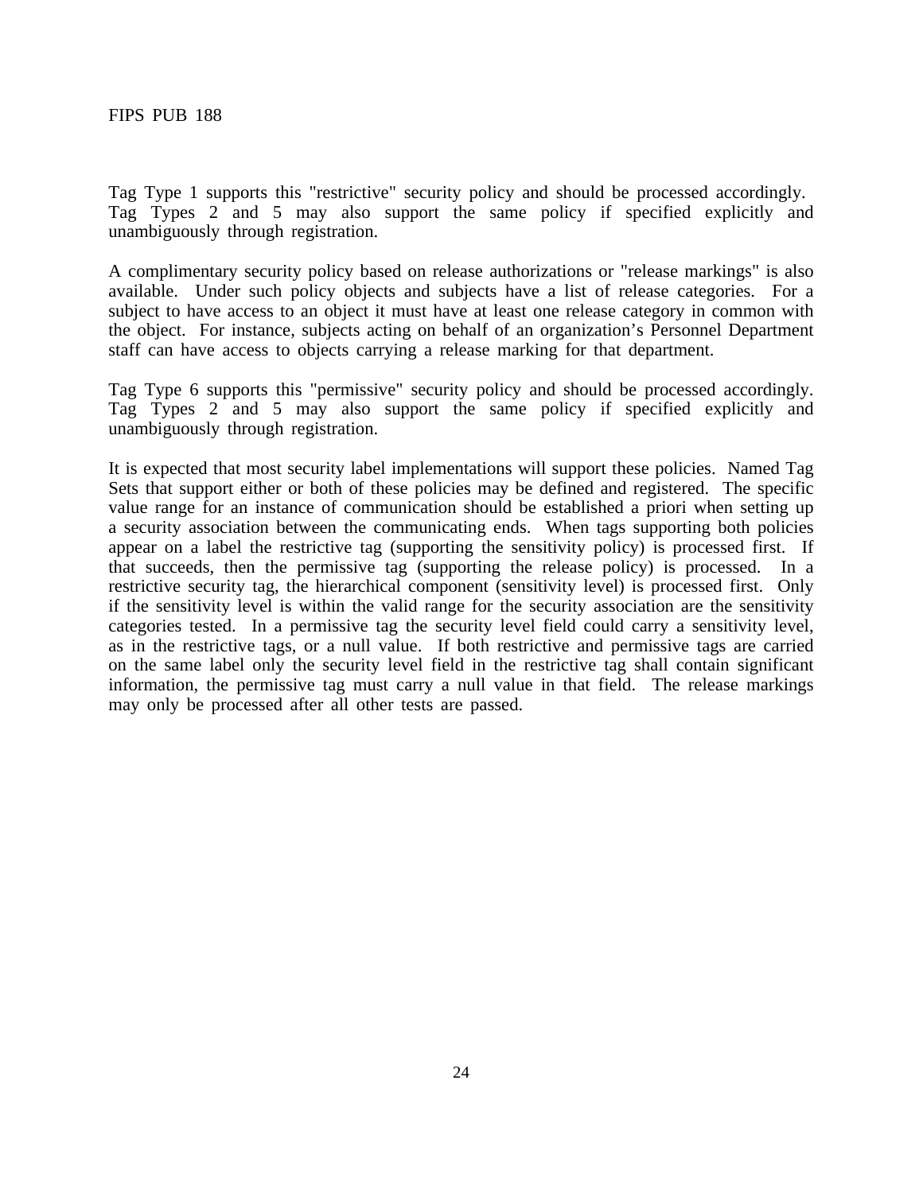Tag Type 1 supports this "restrictive" security policy and should be processed accordingly. Tag Types 2 and 5 may also support the same policy if specified explicitly and unambiguously through registration.

A complimentary security policy based on release authorizations or "release markings" is also available. Under such policy objects and subjects have a list of release categories. For a subject to have access to an object it must have at least one release category in common with the object. For instance, subjects acting on behalf of an organization's Personnel Department staff can have access to objects carrying a release marking for that department.

Tag Type 6 supports this "permissive" security policy and should be processed accordingly. Tag Types 2 and 5 may also support the same policy if specified explicitly and unambiguously through registration.

It is expected that most security label implementations will support these policies. Named Tag Sets that support either or both of these policies may be defined and registered. The specific value range for an instance of communication should be established a priori when setting up a security association between the communicating ends. When tags supporting both policies appear on a label the restrictive tag (supporting the sensitivity policy) is processed first. If that succeeds, then the permissive tag (supporting the release policy) is processed. In a restrictive security tag, the hierarchical component (sensitivity level) is processed first. Only if the sensitivity level is within the valid range for the security association are the sensitivity categories tested. In a permissive tag the security level field could carry a sensitivity level, as in the restrictive tags, or a null value. If both restrictive and permissive tags are carried on the same label only the security level field in the restrictive tag shall contain significant information, the permissive tag must carry a null value in that field. The release markings may only be processed after all other tests are passed.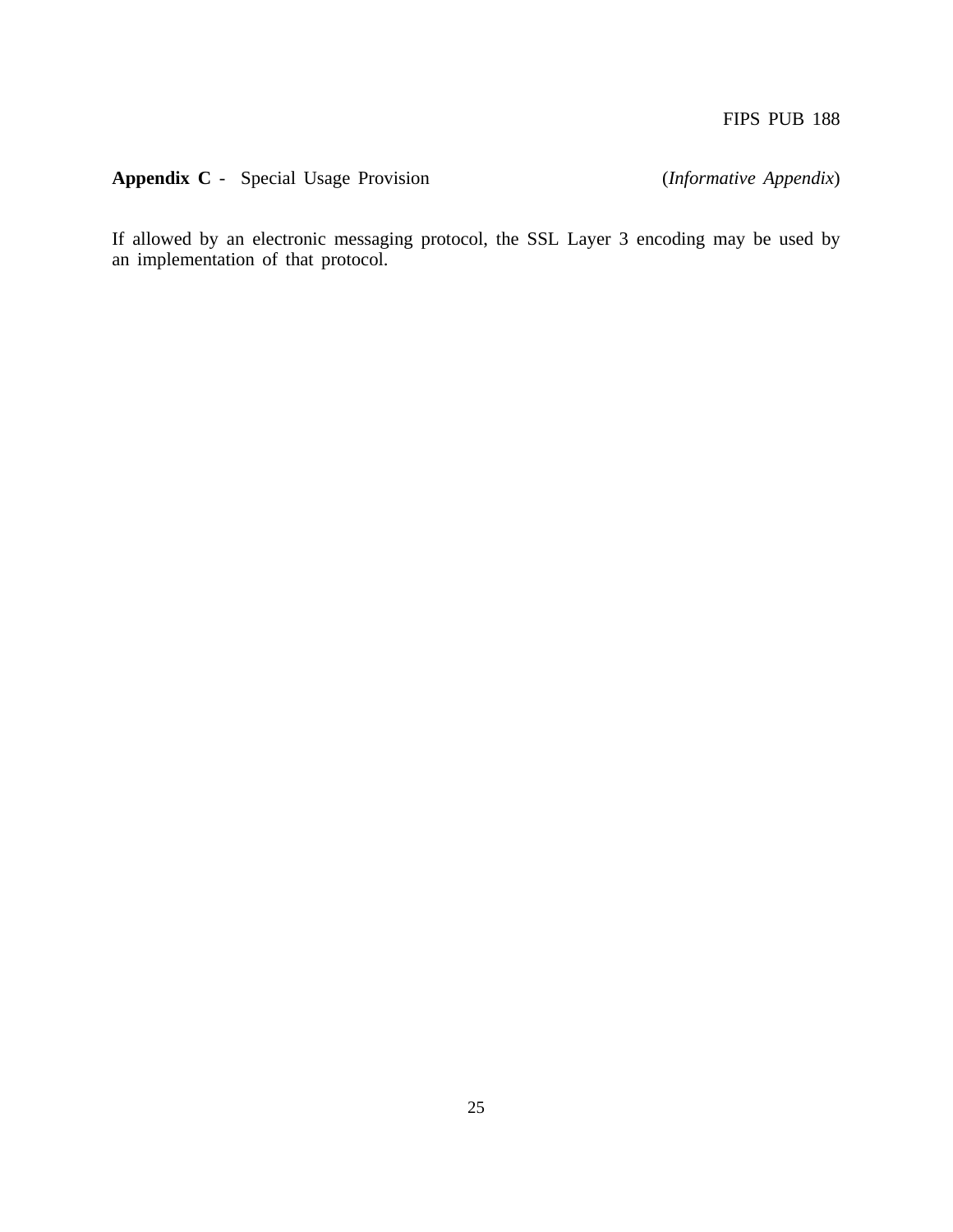## **Appendix C** - Special Usage Provision (*Informative Appendix*)

If allowed by an electronic messaging protocol, the SSL Layer 3 encoding may be used by an implementation of that protocol.